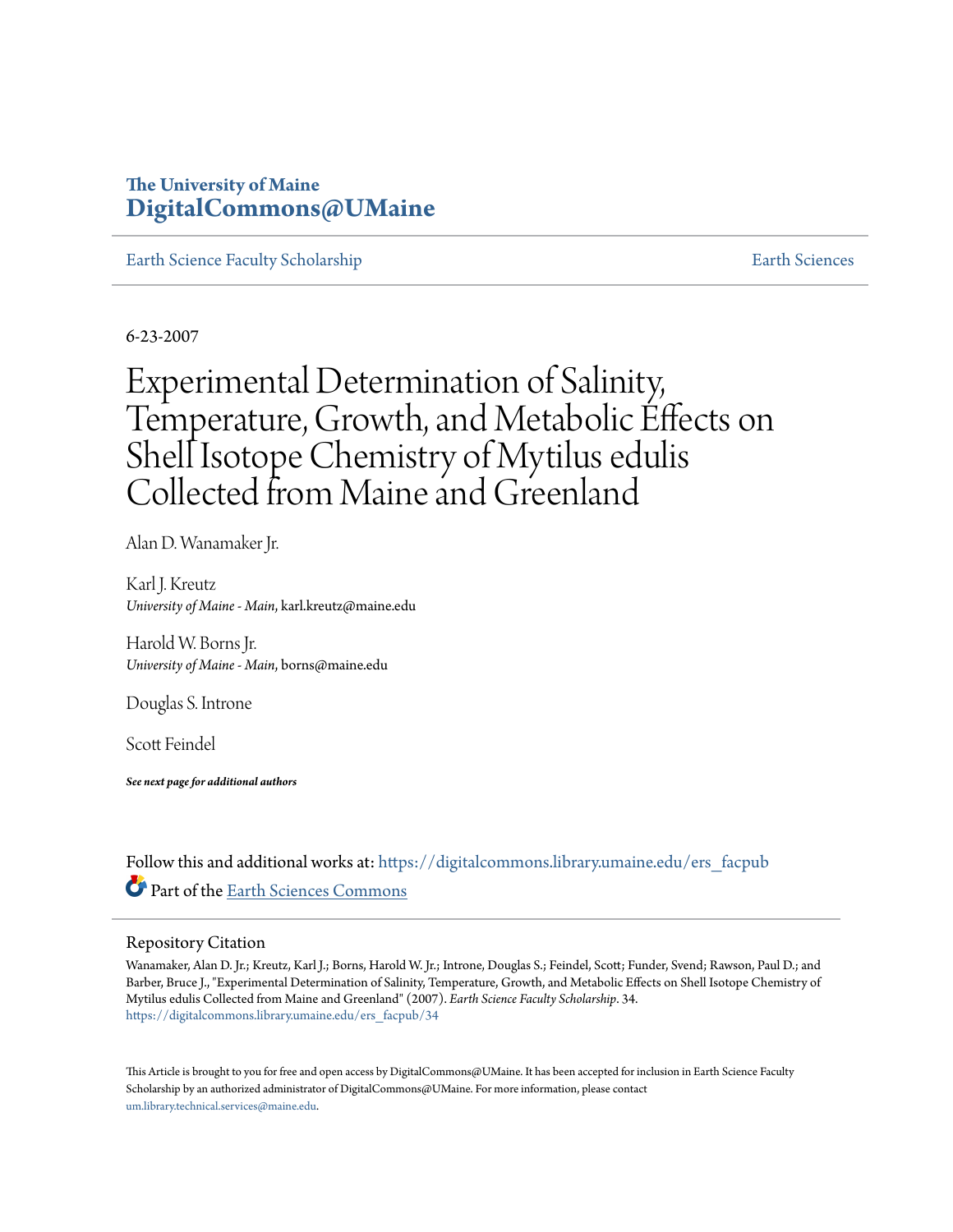The University of Maine
**DigitalCommons@UMaine**

Earth Science Faculty Scholarship | Earth Sciences

6-23-2007

# Experimental Determination of Salinity, Temperature, Growth, and Metabolic Effects on Shell Isotope Chemistry of Mytilus edulis Collected from Maine and Greenland

Alan D. Wanamaker Jr.

Karl J. Kreutz
*University of Maine - Main*, karl.kreutz@maine.edu

Harold W. Borns Jr.
*University of Maine - Main*, borns@maine.edu

Douglas S. Introne

Scott Feindel

***See next page for additional authors***

Follow this and additional works at: https://digitalcommons.library.umaine.edu/ers_facpub

Part of the Earth Sciences Commons

## Repository Citation

Wanamaker, Alan D. Jr.; Kreutz, Karl J.; Borns, Harold W. Jr.; Introne, Douglas S.; Feindel, Scott; Funder, Svend; Rawson, Paul D.; and Barber, Bruce J., "Experimental Determination of Salinity, Temperature, Growth, and Metabolic Effects on Shell Isotope Chemistry of Mytilus edulis Collected from Maine and Greenland" (2007). *Earth Science Faculty Scholarship*. 34.
https://digitalcommons.library.umaine.edu/ers_facpub/34

This Article is brought to you for free and open access by DigitalCommons@UMaine. It has been accepted for inclusion in Earth Science Faculty Scholarship by an authorized administrator of DigitalCommons@UMaine. For more information, please contact um.library.technical.services@maine.edu.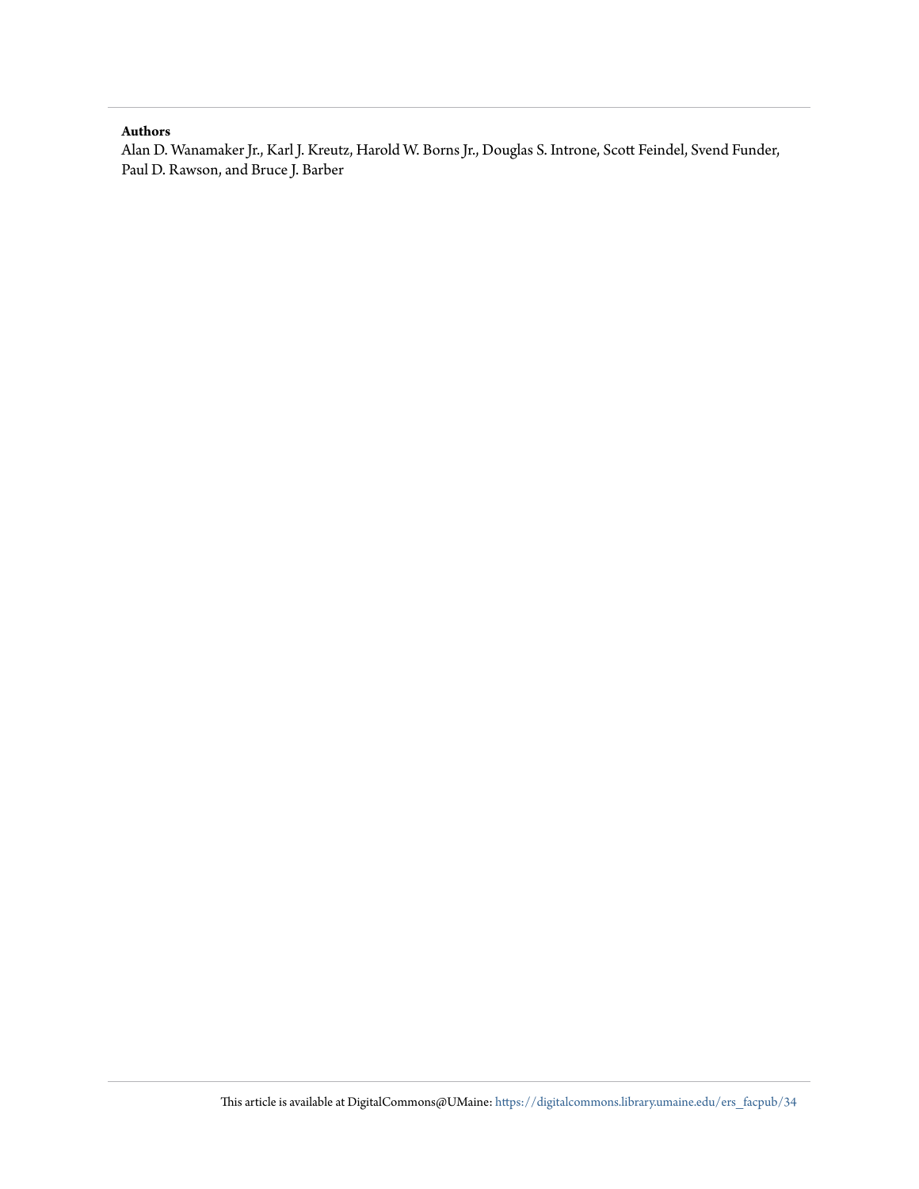**Authors**

Alan D. Wanamaker Jr., Karl J. Kreutz, Harold W. Borns Jr., Douglas S. Introne, Scott Feindel, Svend Funder, Paul D. Rawson, and Bruce J. Barber

This article is available at DigitalCommons@UMaine: https://digitalcommons.library.umaine.edu/ers_facpub/34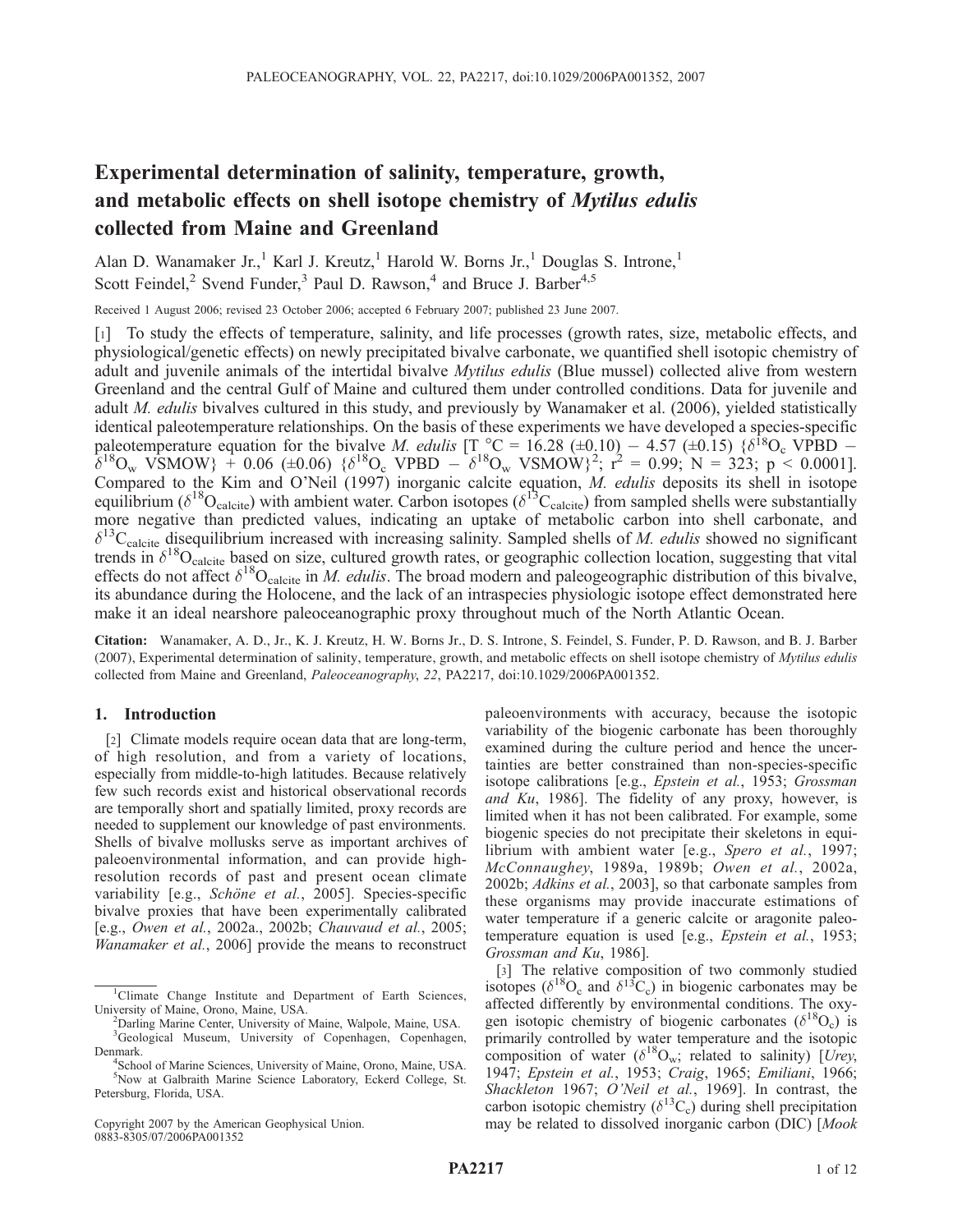# Experimental determination of salinity, temperature, growth, and metabolic effects on shell isotope chemistry of *Mytilus edulis* collected from Maine and Greenland

Alan D. Wanamaker Jr.,[1] Karl J. Kreutz,[1] Harold W. Borns Jr.,[1] Douglas S. Introne,[1] Scott Feindel,[2] Svend Funder,[3] Paul D. Rawson,[4] and Bruce J. Barber[4,5]

Received 1 August 2006; revised 23 October 2006; accepted 6 February 2007; published 23 June 2007.

[1] To study the effects of temperature, salinity, and life processes (growth rates, size, metabolic effects, and physiological/genetic effects) on newly precipitated bivalve carbonate, we quantified shell isotopic chemistry of adult and juvenile animals of the intertidal bivalve *Mytilus edulis* (Blue mussel) collected alive from western Greenland and the central Gulf of Maine and cultured them under controlled conditions. Data for juvenile and adult *M. edulis* bivalves cultured in this study, and previously by Wanamaker et al. (2006), yielded statistically identical paleotemperature relationships. On the basis of these experiments we have developed a species-specific paleotemperature equation for the bivalve *M. edulis* [T °C = 16.28 (±0.10) − 4.57 (±0.15) {$\delta^{18}O_c$ VPBD − $\delta^{18}O_w$ VSMOW} + 0.06 (±0.06) {$\delta^{18}O_c$ VPBD − $\delta^{18}O_w$ VSMOW}$^2$; $r^2$ = 0.99; N = 323; $p < 0.0001$]. Compared to the Kim and O'Neil (1997) inorganic calcite equation, *M. edulis* deposits its shell in isotope equilibrium ($\delta^{18}O_{calcite}$) with ambient water. Carbon isotopes ($\delta^{13}C_{calcite}$) from sampled shells were substantially more negative than predicted values, indicating an uptake of metabolic carbon into shell carbonate, and $\delta^{13}C_{calcite}$ disequilibrium increased with increasing salinity. Sampled shells of *M. edulis* showed no significant trends in $\delta^{18}O_{calcite}$ based on size, cultured growth rates, or geographic collection location, suggesting that vital effects do not affect $\delta^{18}O_{calcite}$ in *M. edulis*. The broad modern and paleogeographic distribution of this bivalve, its abundance during the Holocene, and the lack of an intraspecies physiologic isotope effect demonstrated here make it an ideal nearshore paleoceanographic proxy throughout much of the North Atlantic Ocean.

**Citation:** Wanamaker, A. D., Jr., K. J. Kreutz, H. W. Borns Jr., D. S. Introne, S. Feindel, S. Funder, P. D. Rawson, and B. J. Barber (2007), Experimental determination of salinity, temperature, growth, and metabolic effects on shell isotope chemistry of *Mytilus edulis* collected from Maine and Greenland, *Paleoceanography*, *22*, PA2217, doi:10.1029/2006PA001352.

## 1. Introduction

[2] Climate models require ocean data that are long-term, of high resolution, and from a variety of locations, especially from middle-to-high latitudes. Because relatively few such records exist and historical observational records are temporally short and spatially limited, proxy records are needed to supplement our knowledge of past environments. Shells of bivalve mollusks serve as important archives of paleoenvironmental information, and can provide high-resolution records of past and present ocean climate variability [e.g., *Schöne et al.*, 2005]. Species-specific bivalve proxies that have been experimentally calibrated [e.g., *Owen et al.*, 2002a., 2002b; *Chauvaud et al.*, 2005; *Wanamaker et al.*, 2006] provide the means to reconstruct paleoenvironments with accuracy, because the isotopic variability of the biogenic carbonate has been thoroughly examined during the culture period and hence the uncertainties are better constrained than non-species-specific isotope calibrations [e.g., *Epstein et al.*, 1953; *Grossman and Ku*, 1986]. The fidelity of any proxy, however, is limited when it has not been calibrated. For example, some biogenic species do not precipitate their skeletons in equilibrium with ambient water [e.g., *Spero et al.*, 1997; *McConnaughey*, 1989a, 1989b; *Owen et al.*, 2002a, 2002b; *Adkins et al.*, 2003], so that carbonate samples from these organisms may provide inaccurate estimations of water temperature if a generic calcite or aragonite paleotemperature equation is used [e.g., *Epstein et al.*, 1953; *Grossman and Ku*, 1986].

[3] The relative composition of two commonly studied isotopes ($\delta^{18}O_c$ and $\delta^{13}C_c$) in biogenic carbonates may be affected differently by environmental conditions. The oxygen isotopic chemistry of biogenic carbonates ($\delta^{18}O_c$) is primarily controlled by water temperature and the isotopic composition of water ($\delta^{18}O_w$; related to salinity) [*Urey*, 1947; *Epstein et al.*, 1953; *Craig*, 1965; *Emiliani*, 1966; *Shackleton* 1967; *O'Neil et al.*, 1969]. In contrast, the carbon isotopic chemistry ($\delta^{13}C_c$) during shell precipitation may be related to dissolved inorganic carbon (DIC) [*Mook*

[1]Climate Change Institute and Department of Earth Sciences, University of Maine, Orono, Maine, USA.
[2]Darling Marine Center, University of Maine, Walpole, Maine, USA.
[3]Geological Museum, University of Copenhagen, Copenhagen, Denmark.
[4]School of Marine Sciences, University of Maine, Orono, Maine, USA.
[5]Now at Galbraith Marine Science Laboratory, Eckerd College, St. Petersburg, Florida, USA.

Copyright 2007 by the American Geophysical Union.
0883-8305/07/2006PA001352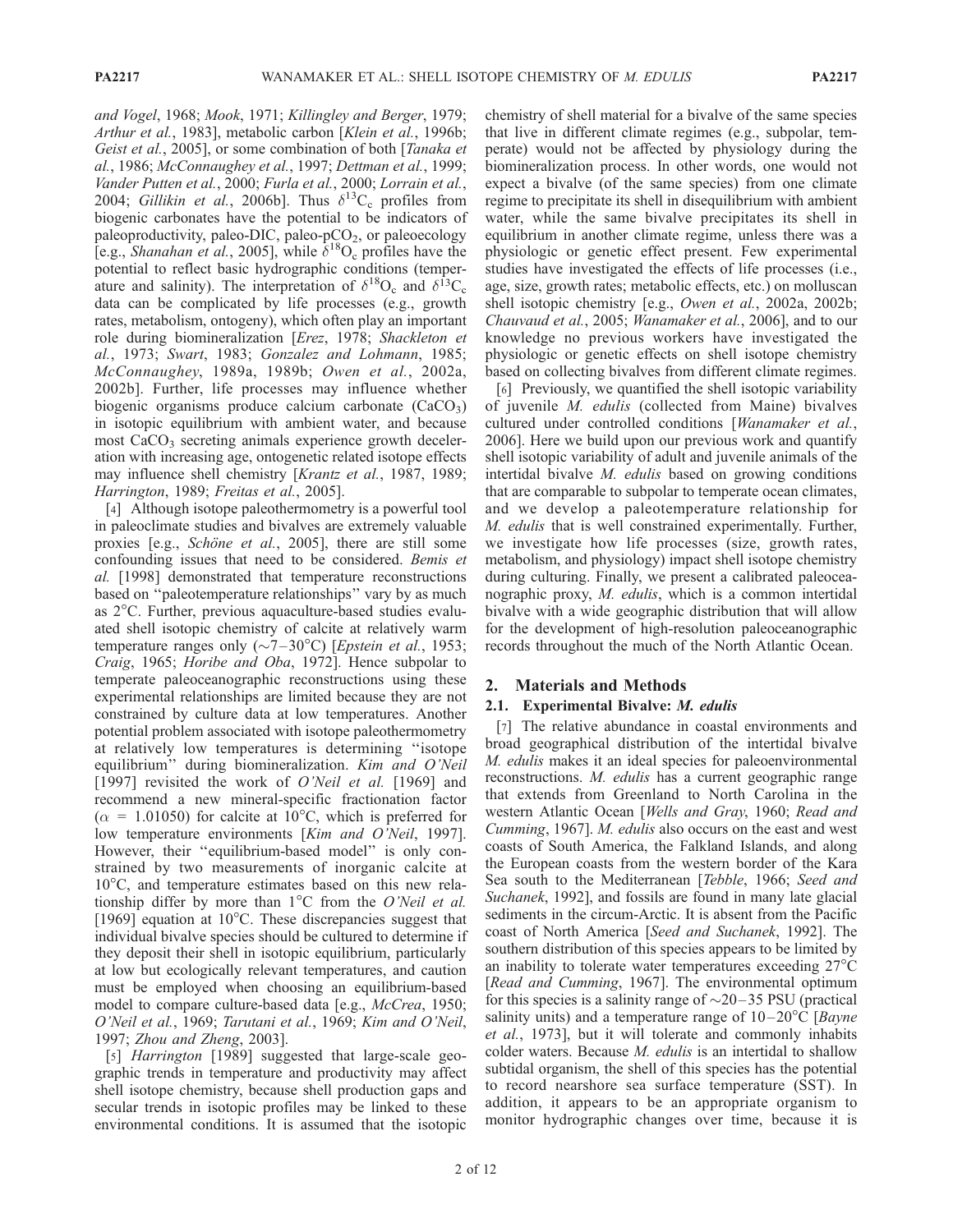*and Vogel*, 1968; *Mook*, 1971; *Killingley and Berger*, 1979; *Arthur et al.*, 1983], metabolic carbon [*Klein et al.*, 1996b; *Geist et al.*, 2005], or some combination of both [*Tanaka et al.*, 1986; *McConnaughey et al.*, 1997; *Dettman et al.*, 1999; *Vander Putten et al.*, 2000; *Furla et al.*, 2000; *Lorrain et al.*, 2004; *Gillikin et al.*, 2006b]. Thus $\delta^{13}C_c$ profiles from biogenic carbonates have the potential to be indicators of paleoproductivity, paleo-DIC, paleo-$pCO_2$, or paleoecology [e.g., *Shanahan et al.*, 2005], while $\delta^{18}O_c$ profiles have the potential to reflect basic hydrographic conditions (temperature and salinity). The interpretation of $\delta^{18}O_c$ and $\delta^{13}C_c$ data can be complicated by life processes (e.g., growth rates, metabolism, ontogeny), which often play an important role during biomineralization [*Erez*, 1978; *Shackleton et al.*, 1973; *Swart*, 1983; *Gonzalez and Lohmann*, 1985; *McConnaughey*, 1989a, 1989b; *Owen et al.*, 2002a, 2002b]. Further, life processes may influence whether biogenic organisms produce calcium carbonate ($CaCO_3$) in isotopic equilibrium with ambient water, and because most $CaCO_3$ secreting animals experience growth deceleration with increasing age, ontogenetic related isotope effects may influence shell chemistry [*Krantz et al.*, 1987, 1989; *Harrington*, 1989; *Freitas et al.*, 2005].

[4] Although isotope paleothermometry is a powerful tool in paleoclimate studies and bivalves are extremely valuable proxies [e.g., *Schöne et al.*, 2005], there are still some confounding issues that need to be considered. *Bemis et al.* [1998] demonstrated that temperature reconstructions based on "paleotemperature relationships" vary by as much as 2°C. Further, previous aquaculture-based studies evaluated shell isotopic chemistry of calcite at relatively warm temperature ranges only (~7–30°C) [*Epstein et al.*, 1953; *Craig*, 1965; *Horibe and Oba*, 1972]. Hence subpolar to temperate paleoceanographic reconstructions using these experimental relationships are limited because they are not constrained by culture data at low temperatures. Another potential problem associated with isotope paleothermometry at relatively low temperatures is determining "isotope equilibrium" during biomineralization. *Kim and O'Neil* [1997] revisited the work of *O'Neil et al.* [1969] and recommend a new mineral-specific fractionation factor ($\alpha$ = 1.01050) for calcite at 10°C, which is preferred for low temperature environments [*Kim and O'Neil*, 1997]. However, their "equilibrium-based model" is only constrained by two measurements of inorganic calcite at 10°C, and temperature estimates based on this new relationship differ by more than 1°C from the *O'Neil et al.* [1969] equation at 10°C. These discrepancies suggest that individual bivalve species should be cultured to determine if they deposit their shell in isotopic equilibrium, particularly at low but ecologically relevant temperatures, and caution must be employed when choosing an equilibrium-based model to compare culture-based data [e.g., *McCrea*, 1950; *O'Neil et al.*, 1969; *Tarutani et al.*, 1969; *Kim and O'Neil*, 1997; *Zhou and Zheng*, 2003].

[5] *Harrington* [1989] suggested that large-scale geographic trends in temperature and productivity may affect shell isotope chemistry, because shell production gaps and secular trends in isotopic profiles may be linked to these environmental conditions. It is assumed that the isotopic chemistry of shell material for a bivalve of the same species that live in different climate regimes (e.g., subpolar, temperate) would not be affected by physiology during the biomineralization process. In other words, one would not expect a bivalve (of the same species) from one climate regime to precipitate its shell in disequilibrium with ambient water, while the same bivalve precipitates its shell in equilibrium in another climate regime, unless there was a physiologic or genetic effect present. Few experimental studies have investigated the effects of life processes (i.e., age, size, growth rates; metabolic effects, etc.) on molluscan shell isotopic chemistry [e.g., *Owen et al.*, 2002a, 2002b; *Chauvaud et al.*, 2005; *Wanamaker et al.*, 2006], and to our knowledge no previous workers have investigated the physiologic or genetic effects on shell isotope chemistry based on collecting bivalves from different climate regimes.

[6] Previously, we quantified the shell isotopic variability of juvenile *M. edulis* (collected from Maine) bivalves cultured under controlled conditions [*Wanamaker et al.*, 2006]. Here we build upon our previous work and quantify shell isotopic variability of adult and juvenile animals of the intertidal bivalve *M. edulis* based on growing conditions that are comparable to subpolar to temperate ocean climates, and we develop a paleotemperature relationship for *M. edulis* that is well constrained experimentally. Further, we investigate how life processes (size, growth rates, metabolism, and physiology) impact shell isotope chemistry during culturing. Finally, we present a calibrated paleoceanographic proxy, *M. edulis*, which is a common intertidal bivalve with a wide geographic distribution that will allow for the development of high-resolution paleoceanographic records throughout the much of the North Atlantic Ocean.

## 2. Materials and Methods

### 2.1. Experimental Bivalve: *M. edulis*

[7] The relative abundance in coastal environments and broad geographical distribution of the intertidal bivalve *M. edulis* makes it an ideal species for paleoenvironmental reconstructions. *M. edulis* has a current geographic range that extends from Greenland to North Carolina in the western Atlantic Ocean [*Wells and Gray*, 1960; *Read and Cumming*, 1967]. *M. edulis* also occurs on the east and west coasts of South America, the Falkland Islands, and along the European coasts from the western border of the Kara Sea south to the Mediterranean [*Tebble*, 1966; *Seed and Suchanek*, 1992], and fossils are found in many late glacial sediments in the circum-Arctic. It is absent from the Pacific coast of North America [*Seed and Suchanek*, 1992]. The southern distribution of this species appears to be limited by an inability to tolerate water temperatures exceeding 27°C [*Read and Cumming*, 1967]. The environmental optimum for this species is a salinity range of ~20–35 PSU (practical salinity units) and a temperature range of 10–20°C [*Bayne et al.*, 1973], but it will tolerate and commonly inhabits colder waters. Because *M. edulis* is an intertidal to shallow subtidal organism, the shell of this species has the potential to record nearshore sea surface temperature (SST). In addition, it appears to be an appropriate organism to monitor hydrographic changes over time, because it is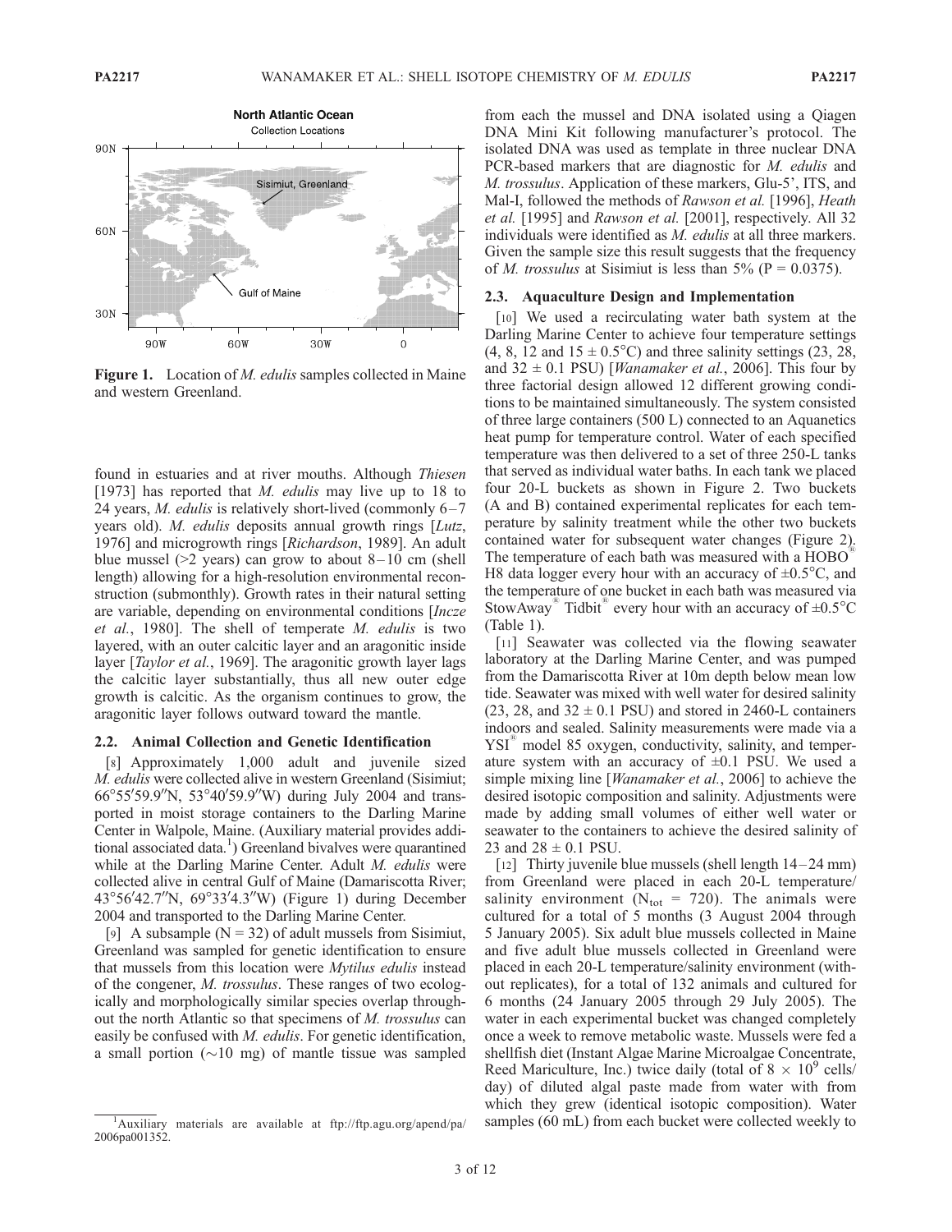**Figure 1.** Location of *M. edulis* samples collected in Maine and western Greenland.

found in estuaries and at river mouths. Although *Thiesen* [1973] has reported that *M. edulis* may live up to 18 to 24 years, *M. edulis* is relatively short-lived (commonly 6–7 years old). *M. edulis* deposits annual growth rings [*Lutz*, 1976] and microgrowth rings [*Richardson*, 1989]. An adult blue mussel (>2 years) can grow to about 8–10 cm (shell length) allowing for a high-resolution environmental reconstruction (submonthly). Growth rates in their natural setting are variable, depending on environmental conditions [*Incze et al.*, 1980]. The shell of temperate *M. edulis* is two layered, with an outer calcitic layer and an aragonitic inside layer [*Taylor et al.*, 1969]. The aragonitic growth layer lags the calcitic layer substantially, thus all new outer edge growth is calcitic. As the organism continues to grow, the aragonitic layer follows outward toward the mantle.

## 2.2. Animal Collection and Genetic Identification

[8] Approximately 1,000 adult and juvenile sized *M. edulis* were collected alive in western Greenland (Sisimiut; 66°55′59.9″N, 53°40′59.9″W) during July 2004 and transported in moist storage containers to the Darling Marine Center in Walpole, Maine. (Auxiliary material provides additional associated data.[1]) Greenland bivalves were quarantined while at the Darling Marine Center. Adult *M. edulis* were collected alive in central Gulf of Maine (Damariscotta River; 43°56′42.7″N, 69°33′4.3″W) (Figure 1) during December 2004 and transported to the Darling Marine Center.

[9] A subsample (N = 32) of adult mussels from Sisimiut, Greenland was sampled for genetic identification to ensure that mussels from this location were *Mytilus edulis* instead of the congener, *M. trossulus*. These ranges of two ecologically and morphologically similar species overlap throughout the north Atlantic so that specimens of *M. trossulus* can easily be confused with *M. edulis*. For genetic identification, a small portion (~10 mg) of mantle tissue was sampled from each the mussel and DNA isolated using a Qiagen DNA Mini Kit following manufacturer's protocol. The isolated DNA was used as template in three nuclear DNA PCR-based markers that are diagnostic for *M. edulis* and *M. trossulus*. Application of these markers, Glu-5', ITS, and Mal-I, followed the methods of *Rawson et al.* [1996], *Heath et al.* [1995] and *Rawson et al.* [2001], respectively. All 32 individuals were identified as *M. edulis* at all three markers. Given the sample size this result suggests that the frequency of *M. trossulus* at Sisimiut is less than 5% (P = 0.0375).

## 2.3. Aquaculture Design and Implementation

[10] We used a recirculating water bath system at the Darling Marine Center to achieve four temperature settings (4, 8, 12 and 15 ± 0.5°C) and three salinity settings (23, 28, and 32 ± 0.1 PSU) [*Wanamaker et al.*, 2006]. This four by three factorial design allowed 12 different growing conditions to be maintained simultaneously. The system consisted of three large containers (500 L) connected to an Aquanetics heat pump for temperature control. Water of each specified temperature was then delivered to a set of three 250-L tanks that served as individual water baths. In each tank we placed four 20-L buckets as shown in Figure 2. Two buckets (A and B) contained experimental replicates for each temperature by salinity treatment while the other two buckets contained water for subsequent water changes (Figure 2). The temperature of each bath was measured with a HOBO® H8 data logger every hour with an accuracy of ±0.5°C, and the temperature of one bucket in each bath was measured via StowAway® Tidbit® every hour with an accuracy of ±0.5°C (Table 1).

[11] Seawater was collected via the flowing seawater laboratory at the Darling Marine Center, and was pumped from the Damariscotta River at 10m depth below mean low tide. Seawater was mixed with well water for desired salinity (23, 28, and 32 ± 0.1 PSU) and stored in 2460-L containers indoors and sealed. Salinity measurements were made via a YSI® model 85 oxygen, conductivity, salinity, and temperature system with an accuracy of ±0.1 PSU. We used a simple mixing line [*Wanamaker et al.*, 2006] to achieve the desired isotopic composition and salinity. Adjustments were made by adding small volumes of either well water or seawater to the containers to achieve the desired salinity of 23 and 28 ± 0.1 PSU.

[12] Thirty juvenile blue mussels (shell length 14–24 mm) from Greenland were placed in each 20-L temperature/salinity environment ($N_{tot}$ = 720). The animals were cultured for a total of 5 months (3 August 2004 through 5 January 2005). Six adult blue mussels collected in Maine and five adult blue mussels collected in Greenland were placed in each 20-L temperature/salinity environment (without replicates), for a total of 132 animals and cultured for 6 months (24 January 2005 through 29 July 2005). The water in each experimental bucket was changed completely once a week to remove metabolic waste. Mussels were fed a shellfish diet (Instant Algae Marine Microalgae Concentrate, Reed Mariculture, Inc.) twice daily (total of $8 \times 10^9$ cells/day) of diluted algal paste made from water with from which they grew (identical isotopic composition). Water samples (60 mL) from each bucket were collected weekly to

[1] Auxiliary materials are available at ftp://ftp.agu.org/apend/pa/2006pa001352.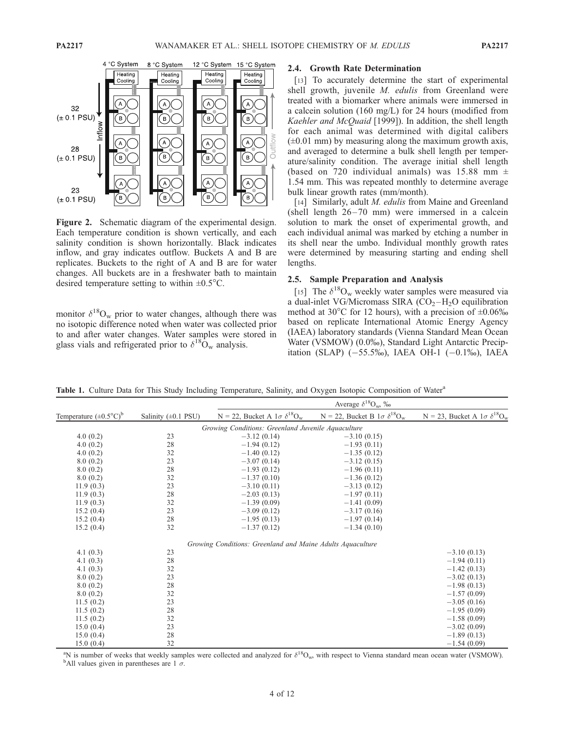Figure 2. Schematic diagram of the experimental design. Each temperature condition is shown vertically, and each salinity condition is shown horizontally. Black indicates inflow, and gray indicates outflow. Buckets A and B are replicates. Buckets to the right of A and B are for water changes. All buckets are in a freshwater bath to maintain desired temperature setting to within ±0.5°C.

monitor $\delta^{18}O_w$ prior to water changes, although there was no isotopic difference noted when water was collected prior to and after water changes. Water samples were stored in glass vials and refrigerated prior to $\delta^{18}O_w$ analysis.

### 2.4. Growth Rate Determination

[13] To accurately determine the start of experimental shell growth, juvenile *M. edulis* from Greenland were treated with a biomarker where animals were immersed in a calcein solution (160 mg/L) for 24 hours (modified from *Kaehler and McQuaid* [1999]). In addition, the shell length for each animal was determined with digital calibers (±0.01 mm) by measuring along the maximum growth axis, and averaged to determine a bulk shell length per temperature/salinity condition. The average initial shell length (based on 720 individual animals) was 15.88 mm ± 1.54 mm. This was repeated monthly to determine average bulk linear growth rates (mm/month).

[14] Similarly, adult *M. edulis* from Maine and Greenland (shell length 26–70 mm) were immersed in a calcein solution to mark the onset of experimental growth, and each individual animal was marked by etching a number in its shell near the umbo. Individual monthly growth rates were determined by measuring starting and ending shell lengths.

### 2.5. Sample Preparation and Analysis

[15] The $\delta^{18}O_w$ weekly water samples were measured via a dual-inlet VG/Micromass SIRA ($CO_2$–$H_2O$ equilibration method at 30°C for 12 hours), with a precision of ±0.06‰ based on replicate International Atomic Energy Agency (IAEA) laboratory standards (Vienna Standard Mean Ocean Water (VSMOW) (0.0‰), Standard Light Antarctic Precipitation (SLAP) (−55.5‰), IAEA OH-1 (−0.1‰), IAEA

**Table 1.** Culture Data for This Study Including Temperature, Salinity, and Oxygen Isotopic Composition of Water[a]

| Temperature (±0.5°C)[b] | Salinity (±0.1 PSU) | Average $\delta^{18}O_w$, ‰ | | |
|---|---|---|---|---|
| | | N = 22, Bucket A 1σ $\delta^{18}O_w$ | N = 22, Bucket B 1σ $\delta^{18}O_w$ | N = 23, Bucket A 1σ $\delta^{18}O_w$ |
| *Growing Conditions: Greenland Juvenile Aquaculture* | | | | |
| 4.0 (0.2) | 23 | −3.12 (0.14) | −3.10 (0.15) | |
| 4.0 (0.2) | 28 | −1.94 (0.12) | −1.93 (0.11) | |
| 4.0 (0.2) | 32 | −1.40 (0.12) | −1.35 (0.12) | |
| 8.0 (0.2) | 23 | −3.07 (0.14) | −3.12 (0.15) | |
| 8.0 (0.2) | 28 | −1.93 (0.12) | −1.96 (0.11) | |
| 8.0 (0.2) | 32 | −1.37 (0.10) | −1.36 (0.12) | |
| 11.9 (0.3) | 23 | −3.10 (0.11) | −3.13 (0.12) | |
| 11.9 (0.3) | 28 | −2.03 (0.13) | −1.97 (0.11) | |
| 11.9 (0.3) | 32 | −1.39 (0.09) | −1.41 (0.09) | |
| 15.2 (0.4) | 23 | −3.09 (0.12) | −3.17 (0.16) | |
| 15.2 (0.4) | 28 | −1.95 (0.13) | −1.97 (0.14) | |
| 15.2 (0.4) | 32 | −1.37 (0.12) | −1.34 (0.10) | |
| *Growing Conditions: Greenland and Maine Adults Aquaculture* | | | | |
| 4.1 (0.3) | 23 | | | −3.10 (0.13) |
| 4.1 (0.3) | 28 | | | −1.94 (0.11) |
| 4.1 (0.3) | 32 | | | −1.42 (0.13) |
| 8.0 (0.2) | 23 | | | −3.02 (0.13) |
| 8.0 (0.2) | 28 | | | −1.98 (0.13) |
| 8.0 (0.2) | 32 | | | −1.57 (0.09) |
| 11.5 (0.2) | 23 | | | −3.05 (0.16) |
| 11.5 (0.2) | 28 | | | −1.95 (0.09) |
| 11.5 (0.2) | 32 | | | −1.58 (0.09) |
| 15.0 (0.4) | 23 | | | −3.02 (0.09) |
| 15.0 (0.4) | 28 | | | −1.89 (0.13) |
| 15.0 (0.4) | 32 | | | −1.54 (0.09) |

[a]N is number of weeks that weekly samples were collected and analyzed for $\delta^{18}O_w$, with respect to Vienna standard mean ocean water (VSMOW).
[b]All values given in parentheses are 1 σ.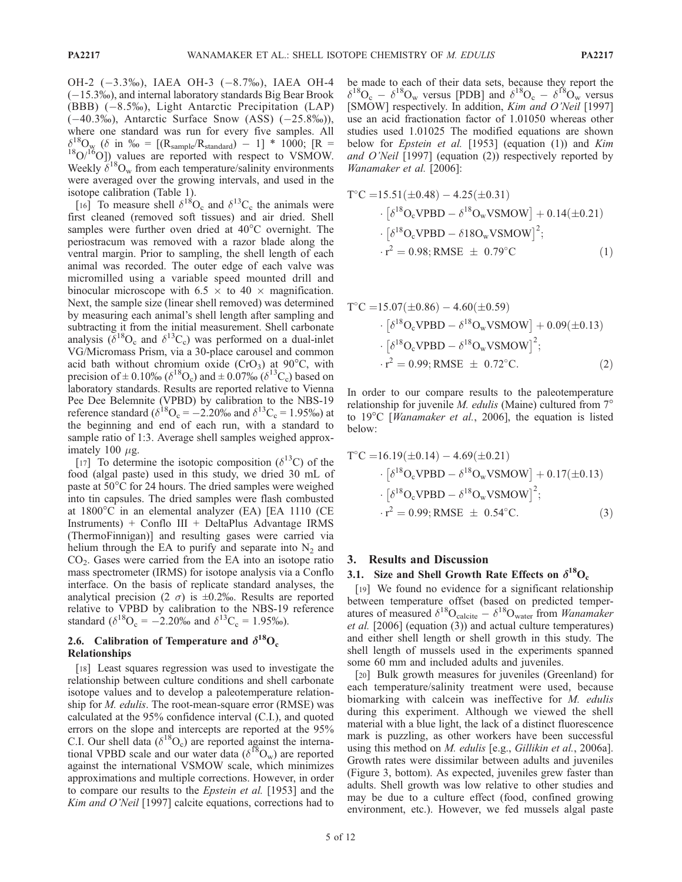OH-2 (−3.3‰), IAEA OH-3 (−8.7‰), IAEA OH-4 (−15.3‰), and internal laboratory standards Big Bear Brook (BBB) (−8.5‰), Light Antarctic Precipitation (LAP) (−40.3‰), Antarctic Surface Snow (ASS) (−25.8‰)), where one standard was run for every five samples. All $\delta^{18}O_w$ ($\delta$ in ‰ = $[(R_{sample}/R_{standard}) - 1] * 1000$; [R = $^{18}O/^{16}O$]) values are reported with respect to VSMOW. Weekly $\delta^{18}O_w$ from each temperature/salinity environments were averaged over the growing intervals, and used in the isotope calibration (Table 1).

[16] To measure shell $\delta^{18}O_c$ and $\delta^{13}C_c$ the animals were first cleaned (removed soft tissues) and air dried. Shell samples were further oven dried at 40°C overnight. The periostracum was removed with a razor blade along the ventral margin. Prior to sampling, the shell length of each animal was recorded. The outer edge of each valve was micromilled using a variable speed mounted drill and binocular microscope with 6.5 × to 40 × magnification. Next, the sample size (linear shell removed) was determined by measuring each animal's shell length after sampling and subtracting it from the initial measurement. Shell carbonate analysis ($\delta^{18}O_c$ and $\delta^{13}C_c$) was performed on a dual-inlet VG/Micromass Prism, via a 30-place carousel and common acid bath without chromium oxide ($CrO_3$) at 90°C, with precision of ± 0.10‰ ($\delta^{18}O_c$) and ± 0.07‰ ($\delta^{13}C_c$) based on laboratory standards. Results are reported relative to Vienna Pee Dee Belemnite (VPBD) by calibration to the NBS-19 reference standard ($\delta^{18}O_c$ = −2.20‰ and $\delta^{13}C_c$ = 1.95‰) at the beginning and end of each run, with a standard to sample ratio of 1:3. Average shell samples weighed approximately 100 $\mu$g.

[17] To determine the isotopic composition ($\delta^{13}C$) of the food (algal paste) used in this study, we dried 30 mL of paste at 50°C for 24 hours. The dried samples were weighed into tin capsules. The dried samples were flash combusted at 1800°C in an elemental analyzer (EA) [EA 1110 (CE Instruments) + Conflo III + DeltaPlus Advantage IRMS (ThermoFinnigan)] and resulting gases were carried via helium through the EA to purify and separate into $N_2$ and $CO_2$. Gases were carried from the EA into an isotope ratio mass spectrometer (IRMS) for isotope analysis via a Conflo interface. On the basis of replicate standard analyses, the analytical precision (2 $\sigma$) is ±0.2‰. Results are reported relative to VPBD by calibration to the NBS-19 reference standard ($\delta^{18}O_c$ = −2.20‰ and $\delta^{13}C_c$ = 1.95‰).

## 2.6. Calibration of Temperature and $\delta^{18}O_c$ Relationships

[18] Least squares regression was used to investigate the relationship between culture conditions and shell carbonate isotope values and to develop a paleotemperature relationship for *M. edulis*. The root-mean-square error (RMSE) was calculated at the 95% confidence interval (C.I.), and quoted errors on the slope and intercepts are reported at the 95% C.I. Our shell data ($\delta^{18}O_c$) are reported against the international VPBD scale and our water data ($\delta^{18}O_w$) are reported against the international VSMOW scale, which minimizes approximations and multiple corrections. However, in order to compare our results to the *Epstein et al.* [1953] and the *Kim and O'Neil* [1997] calcite equations, corrections had to be made to each of their data sets, because they report the $\delta^{18}O_c - \delta^{18}O_w$ versus [PDB] and $\delta^{18}O_c - \delta^{18}O_w$ versus [SMOW] respectively. In addition, *Kim and O'Neil* [1997] use an acid fractionation factor of 1.01050 whereas other studies used 1.01025 The modified equations are shown below for *Epstein et al.* [1953] (equation (1)) and *Kim and O'Neil* [1997] (equation (2)) respectively reported by *Wanamaker et al.* [2006]:

$$
\begin{aligned}
\mathrm{T^\circ C} =\,& 15.51(\pm 0.48) - 4.25(\pm 0.31) \\
&\cdot \left[\delta^{18}\mathrm{O_c VPBD} - \delta^{18}\mathrm{O_w VSMOW}\right] + 0.14(\pm 0.21) \\
&\cdot \left[\delta^{18}\mathrm{O_c VPBD} - \delta 18\mathrm{O_w VSMOW}\right]^2; \\
&\cdot r^2 = 0.98;\ \mathrm{RMSE}\ \pm\ 0.79^\circ\mathrm{C}
\end{aligned} \tag{1}
$$

$$
\begin{aligned}
\mathrm{T^\circ C} =\,& 15.07(\pm 0.86) - 4.60(\pm 0.59) \\
&\cdot \left[\delta^{18}\mathrm{O_c VPBD} - \delta^{18}\mathrm{O_w VSMOW}\right] + 0.09(\pm 0.13) \\
&\cdot \left[\delta^{18}\mathrm{O_c VPBD} - \delta^{18}\mathrm{O_w VSMOW}\right]^2; \\
&\cdot r^2 = 0.99;\ \mathrm{RMSE}\ \pm\ 0.72^\circ\mathrm{C}.
\end{aligned} \tag{2}
$$

In order to our compare results to the paleotemperature relationship for juvenile *M. edulis* (Maine) cultured from 7° to 19°C [*Wanamaker et al.*, 2006], the equation is listed below:

$$
\begin{aligned}
\mathrm{T^\circ C} =\,& 16.19(\pm 0.14) - 4.69(\pm 0.21) \\
&\cdot \left[\delta^{18}\mathrm{O_c VPBD} - \delta^{18}\mathrm{O_w VSMOW}\right] + 0.17(\pm 0.13) \\
&\cdot \left[\delta^{18}\mathrm{O_c VPBD} - \delta^{18}\mathrm{O_w VSMOW}\right]^2; \\
&\cdot r^2 = 0.99;\ \mathrm{RMSE}\ \pm\ 0.54^\circ\mathrm{C}.
\end{aligned} \tag{3}
$$

# 3. Results and Discussion

## 3.1. Size and Shell Growth Rate Effects on $\delta^{18}O_c$

[19] We found no evidence for a significant relationship between temperature offset (based on predicted temperatures of measured $\delta^{18}O_{calcite} - \delta^{18}O_{water}$ from *Wanamaker et al.* [2006] (equation (3)) and actual culture temperatures) and either shell length or shell growth in this study. The shell length of mussels used in the experiments spanned some 60 mm and included adults and juveniles.

[20] Bulk growth measures for juveniles (Greenland) for each temperature/salinity treatment were used, because biomarking with calcein was ineffective for *M. edulis* during this experiment. Although we viewed the shell material with a blue light, the lack of a distinct fluorescence mark is puzzling, as other workers have been successful using this method on *M. edulis* [e.g., *Gillikin et al.*, 2006a]. Growth rates were dissimilar between adults and juveniles (Figure 3, bottom). As expected, juveniles grew faster than adults. Shell growth was low relative to other studies and may be due to a culture effect (food, confined growing environment, etc.). However, we fed mussels algal paste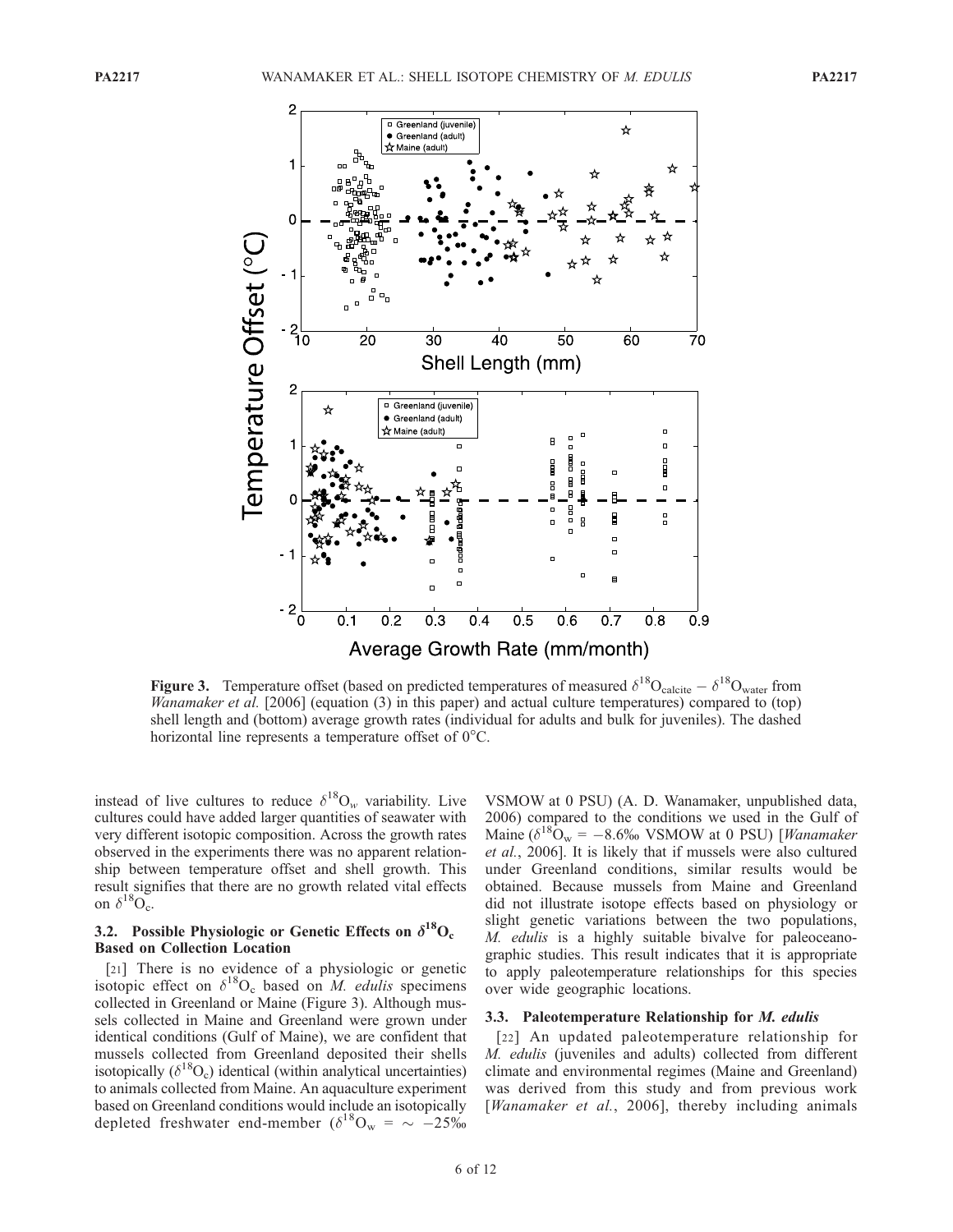**Figure 3.** Temperature offset (based on predicted temperatures of measured $\delta^{18}O_{calcite} - \delta^{18}O_{water}$ from *Wanamaker et al.* [2006] (equation (3) in this paper) and actual culture temperatures) compared to (top) shell length and (bottom) average growth rates (individual for adults and bulk for juveniles). The dashed horizontal line represents a temperature offset of 0°C.

instead of live cultures to reduce $\delta^{18}O_w$ variability. Live cultures could have added larger quantities of seawater with very different isotopic composition. Across the growth rates observed in the experiments there was no apparent relationship between temperature offset and shell growth. This result signifies that there are no growth related vital effects on $\delta^{18}O_c$.

### 3.2. Possible Physiologic or Genetic Effects on $\delta^{18}O_c$ Based on Collection Location

[21] There is no evidence of a physiologic or genetic isotopic effect on $\delta^{18}O_c$ based on *M. edulis* specimens collected in Greenland or Maine (Figure 3). Although mussels collected in Maine and Greenland were grown under identical conditions (Gulf of Maine), we are confident that mussels collected from Greenland deposited their shells isotopically ($\delta^{18}O_c$) identical (within analytical uncertainties) to animals collected from Maine. An aquaculture experiment based on Greenland conditions would include an isotopically depleted freshwater end-member ($\delta^{18}O_w$ = ~ −25‰ VSMOW at 0 PSU) (A. D. Wanamaker, unpublished data, 2006) compared to the conditions we used in the Gulf of Maine ($\delta^{18}O_w$ = −8.6‰ VSMOW at 0 PSU) [*Wanamaker et al.*, 2006]. It is likely that if mussels were also cultured under Greenland conditions, similar results would be obtained. Because mussels from Maine and Greenland did not illustrate isotope effects based on physiology or slight genetic variations between the two populations, *M. edulis* is a highly suitable bivalve for paleoceanographic studies. This result indicates that it is appropriate to apply paleotemperature relationships for this species over wide geographic locations.

### 3.3. Paleotemperature Relationship for *M. edulis*

[22] An updated paleotemperature relationship for *M. edulis* (juveniles and adults) collected from different climate and environmental regimes (Maine and Greenland) was derived from this study and from previous work [*Wanamaker et al.*, 2006], thereby including animals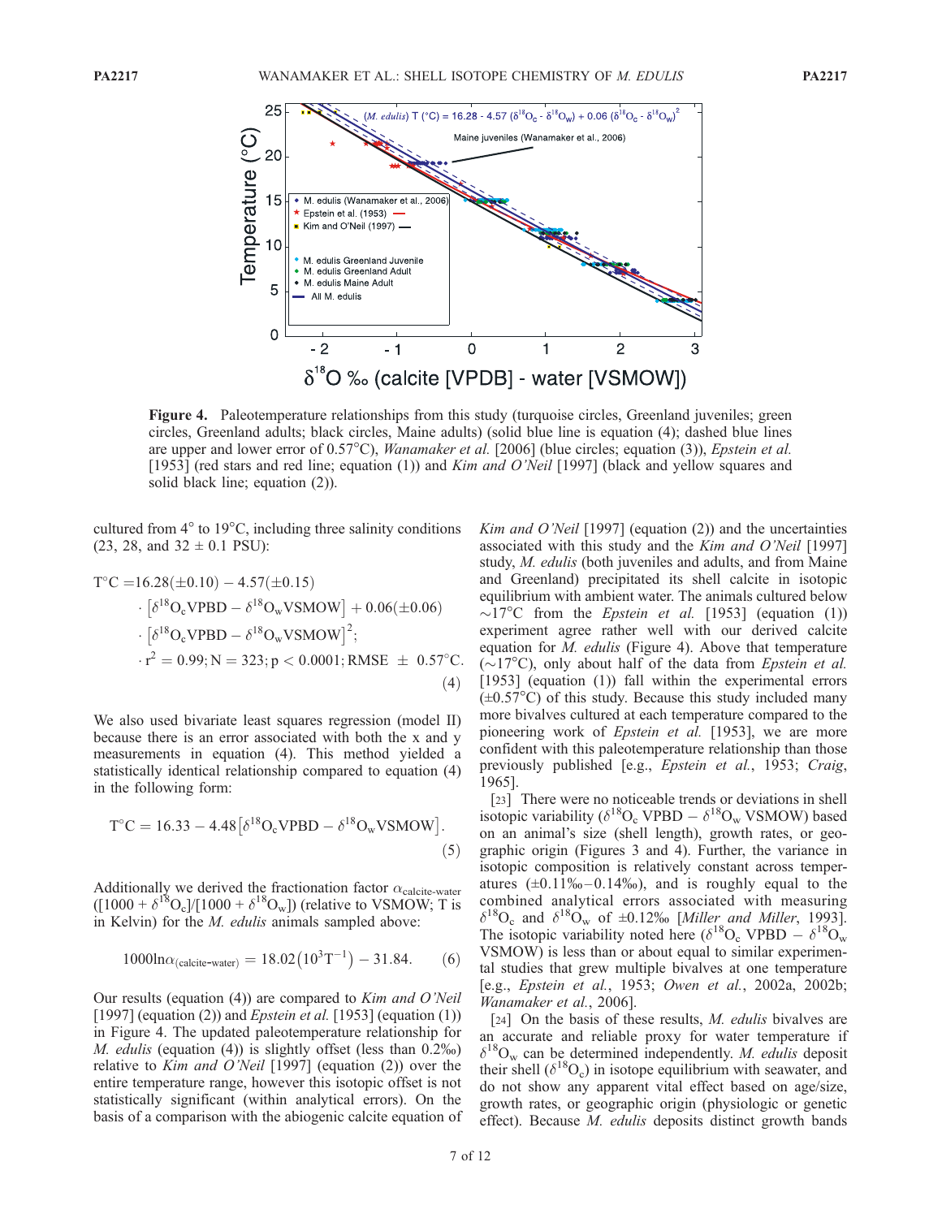**Figure 4.** Paleotemperature relationships from this study (turquoise circles, Greenland juveniles; green circles, Greenland adults; black circles, Maine adults) (solid blue line is equation (4); dashed blue lines are upper and lower error of 0.57°C), *Wanamaker et al.* [2006] (blue circles; equation (3)), *Epstein et al.* [1953] (red stars and red line; equation (1)) and *Kim and O'Neil* [1997] (black and yellow squares and solid black line; equation (2)).

cultured from 4° to 19°C, including three salinity conditions (23, 28, and 32 ± 0.1 PSU):

$$
\begin{aligned}
\text{T}^{\circ}\text{C} =& 16.28(\pm 0.10) - 4.57(\pm 0.15) \\
&\cdot \left[\delta^{18}\text{O}_\text{c}\text{VPBD} - \delta^{18}\text{O}_\text{w}\text{VSMOW}\right] + 0.06(\pm 0.06) \\
&\cdot \left[\delta^{18}\text{O}_\text{c}\text{VPBD} - \delta^{18}\text{O}_\text{w}\text{VSMOW}\right]^2; \\
&\cdot r^2 = 0.99; \text{N} = 323; p < 0.0001; \text{RMSE} \ \pm \ 0.57^{\circ}\text{C}.
\end{aligned}
\tag{4}
$$

We also used bivariate least squares regression (model II) because there is an error associated with both the x and y measurements in equation (4). This method yielded a statistically identical relationship compared to equation (4) in the following form:

$$
\text{T}^{\circ}\text{C} = 16.33 - 4.48\left[\delta^{18}\text{O}_\text{c}\text{VPBD} - \delta^{18}\text{O}_\text{w}\text{VSMOW}\right].
\tag{5}
$$

Additionally we derived the fractionation factor $\alpha_{\text{calcite-water}}$ ($[1000 + \delta^{18}\text{O}_\text{c}]/[1000 + \delta^{18}\text{O}_\text{w}]$) (relative to VSMOW; T is in Kelvin) for the *M. edulis* animals sampled above:

$$
1000\ln\alpha_{(\text{calcite-water})} = 18.02\left(10^3\text{T}^{-1}\right) - 31.84.
\tag{6}
$$

Our results (equation (4)) are compared to *Kim and O'Neil* [1997] (equation (2)) and *Epstein et al.* [1953] (equation (1)) in Figure 4. The updated paleotemperature relationship for *M. edulis* (equation (4)) is slightly offset (less than 0.2‰) relative to *Kim and O'Neil* [1997] (equation (2)) over the entire temperature range, however this isotopic offset is not statistically significant (within analytical errors). On the basis of a comparison with the abiogenic calcite equation of *Kim and O'Neil* [1997] (equation (2)) and the uncertainties associated with this study and the *Kim and O'Neil* [1997] study, *M. edulis* (both juveniles and adults, and from Maine and Greenland) precipitated its shell calcite in isotopic equilibrium with ambient water. The animals cultured below ~17°C from the *Epstein et al.* [1953] (equation (1)) experiment agree rather well with our derived calcite equation for *M. edulis* (Figure 4). Above that temperature (~17°C), only about half of the data from *Epstein et al.* [1953] (equation (1)) fall within the experimental errors (±0.57°C) of this study. Because this study included many more bivalves cultured at each temperature compared to the pioneering work of *Epstein et al.* [1953], we are more confident with this paleotemperature relationship than those previously published [e.g., *Epstein et al.*, 1953; *Craig*, 1965].

[23] There were no noticeable trends or deviations in shell isotopic variability ($\delta^{18}\text{O}_\text{c}$ VPBD − $\delta^{18}\text{O}_\text{w}$ VSMOW) based on an animal's size (shell length), growth rates, or geographic origin (Figures 3 and 4). Further, the variance in isotopic composition is relatively constant across temperatures (±0.11‰–0.14‰), and is roughly equal to the combined analytical errors associated with measuring $\delta^{18}\text{O}_\text{c}$ and $\delta^{18}\text{O}_\text{w}$ of ±0.12‰ [*Miller and Miller*, 1993]. The isotopic variability noted here ($\delta^{18}\text{O}_\text{c}$ VPBD − $\delta^{18}\text{O}_\text{w}$ VSMOW) is less than or about equal to similar experimental studies that grew multiple bivalves at one temperature [e.g., *Epstein et al.*, 1953; *Owen et al.*, 2002a, 2002b; *Wanamaker et al.*, 2006].

[24] On the basis of these results, *M. edulis* bivalves are an accurate and reliable proxy for water temperature if $\delta^{18}\text{O}_\text{w}$ can be determined independently. *M. edulis* deposit their shell ($\delta^{18}\text{O}_\text{c}$) in isotope equilibrium with seawater, and do not show any apparent vital effect based on age/size, growth rates, or geographic origin (physiologic or genetic effect). Because *M. edulis* deposits distinct growth bands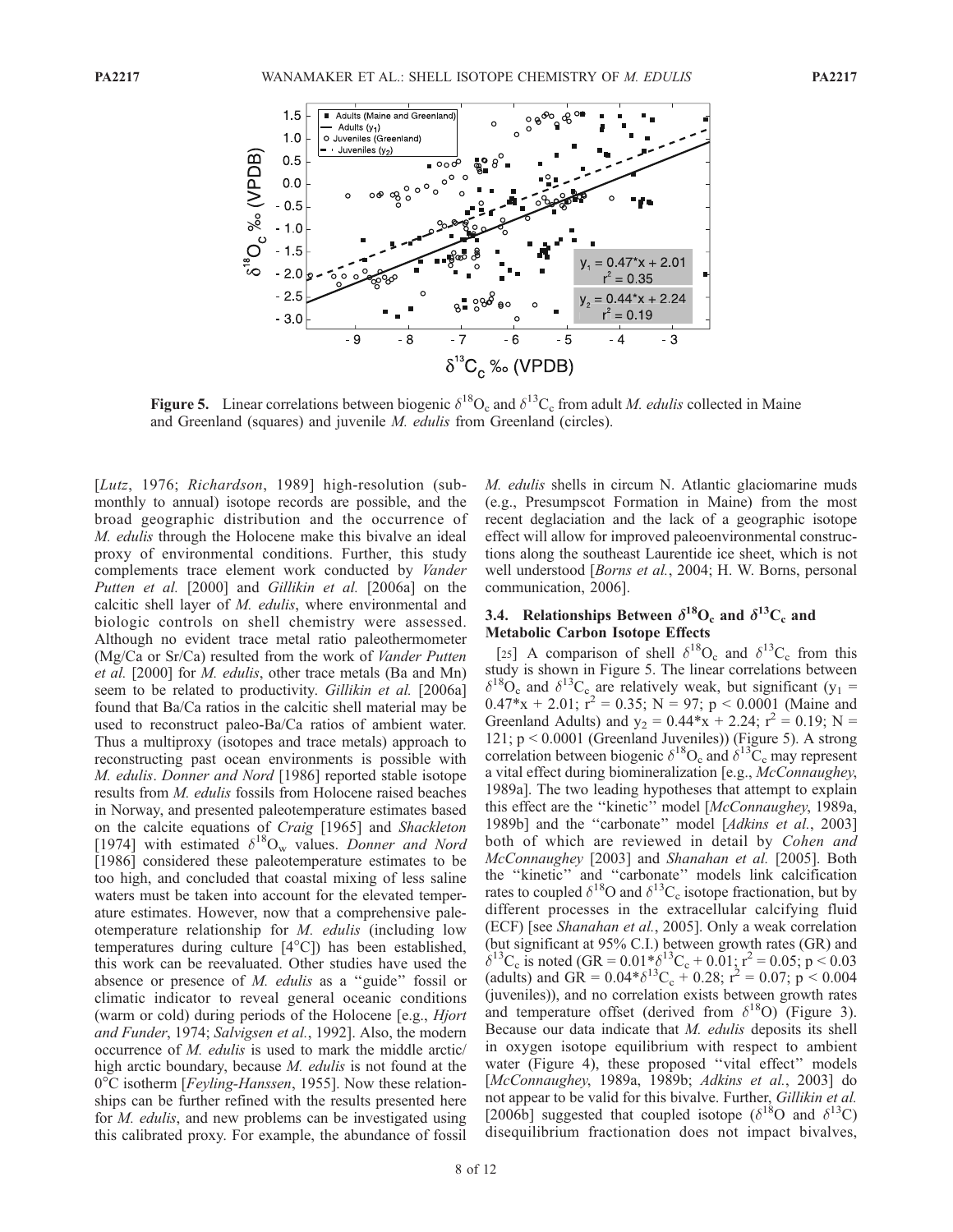**Figure 5.** Linear correlations between biogenic $\delta^{18}O_c$ and $\delta^{13}C_c$ from adult *M. edulis* collected in Maine and Greenland (squares) and juvenile *M. edulis* from Greenland (circles).

[*Lutz*, 1976; *Richardson*, 1989] high-resolution (sub-monthly to annual) isotope records are possible, and the broad geographic distribution and the occurrence of *M. edulis* through the Holocene make this bivalve an ideal proxy of environmental conditions. Further, this study complements trace element work conducted by *Vander Putten et al.* [2000] and *Gillikin et al.* [2006a] on the calcitic shell layer of *M. edulis*, where environmental and biologic controls on shell chemistry were assessed. Although no evident trace metal ratio paleothermometer (Mg/Ca or Sr/Ca) resulted from the work of *Vander Putten et al.* [2000] for *M. edulis*, other trace metals (Ba and Mn) seem to be related to productivity. *Gillikin et al.* [2006a] found that Ba/Ca ratios in the calcitic shell material may be used to reconstruct paleo-Ba/Ca ratios of ambient water. Thus a multiproxy (isotopes and trace metals) approach to reconstructing past ocean environments is possible with *M. edulis*. *Donner and Nord* [1986] reported stable isotope results from *M. edulis* fossils from Holocene raised beaches in Norway, and presented paleotemperature estimates based on the calcite equations of *Craig* [1965] and *Shackleton* [1974] with estimated $\delta^{18}O_w$ values. *Donner and Nord* [1986] considered these paleotemperature estimates to be too high, and concluded that coastal mixing of less saline waters must be taken into account for the elevated temperature estimates. However, now that a comprehensive paleotemperature relationship for *M. edulis* (including low temperatures during culture [4°C]) has been established, this work can be reevaluated. Other studies have used the absence or presence of *M. edulis* as a ''guide'' fossil or climatic indicator to reveal general oceanic conditions (warm or cold) during periods of the Holocene [e.g., *Hjort and Funder*, 1974; *Salvigsen et al.*, 1992]. Also, the modern occurrence of *M. edulis* is used to mark the middle arctic/high arctic boundary, because *M. edulis* is not found at the 0°C isotherm [*Feyling-Hanssen*, 1955]. Now these relationships can be further refined with the results presented here for *M. edulis*, and new problems can be investigated using this calibrated proxy. For example, the abundance of fossil *M. edulis* shells in circum N. Atlantic glaciomarine muds (e.g., Presumpscot Formation in Maine) from the most recent deglaciation and the lack of a geographic isotope effect will allow for improved paleoenvironmental constructions along the southeast Laurentide ice sheet, which is not well understood [*Borns et al.*, 2004; H. W. Borns, personal communication, 2006].

### 3.4. Relationships Between $\delta^{18}O_c$ and $\delta^{13}C_c$ and Metabolic Carbon Isotope Effects

[25] A comparison of shell $\delta^{18}O_c$ and $\delta^{13}C_c$ from this study is shown in Figure 5. The linear correlations between $\delta^{18}O_c$ and $\delta^{13}C_c$ are relatively weak, but significant ($y_1 = 0.47*x + 2.01$; $r^2 = 0.35$; $N = 97$; $p < 0.0001$ (Maine and Greenland Adults) and $y_2 = 0.44*x + 2.24$; $r^2 = 0.19$; $N = 121$; $p < 0.0001$ (Greenland Juveniles)) (Figure 5). A strong correlation between biogenic $\delta^{18}O_c$ and $\delta^{13}C_c$ may represent a vital effect during biomineralization [e.g., *McConnaughey*, 1989a]. The two leading hypotheses that attempt to explain this effect are the ''kinetic'' model [*McConnaughey*, 1989a, 1989b] and the ''carbonate'' model [*Adkins et al.*, 2003] both of which are reviewed in detail by *Cohen and McConnaughey* [2003] and *Shanahan et al.* [2005]. Both the ''kinetic'' and ''carbonate'' models link calcification rates to coupled $\delta^{18}O$ and $\delta^{13}C_c$ isotope fractionation, but by different processes in the extracellular calcifying fluid (ECF) [see *Shanahan et al.*, 2005]. Only a weak correlation (but significant at 95% C.I.) between growth rates (GR) and $\delta^{13}C_c$ is noted ($GR = 0.01*\delta^{13}C_c + 0.01$; $r^2 = 0.05$; $p < 0.03$ (adults) and $GR = 0.04*\delta^{13}C_c + 0.28$; $r^2 = 0.07$; $p < 0.004$ (juveniles)), and no correlation exists between growth rates and temperature offset (derived from $\delta^{18}O$) (Figure 3). Because our data indicate that *M. edulis* deposits its shell in oxygen isotope equilibrium with respect to ambient water (Figure 4), these proposed ''vital effect'' models [*McConnaughey*, 1989a, 1989b; *Adkins et al.*, 2003] do not appear to be valid for this bivalve. Further, *Gillikin et al.* [2006b] suggested that coupled isotope ($\delta^{18}O$ and $\delta^{13}C$) disequilibrium fractionation does not impact bivalves,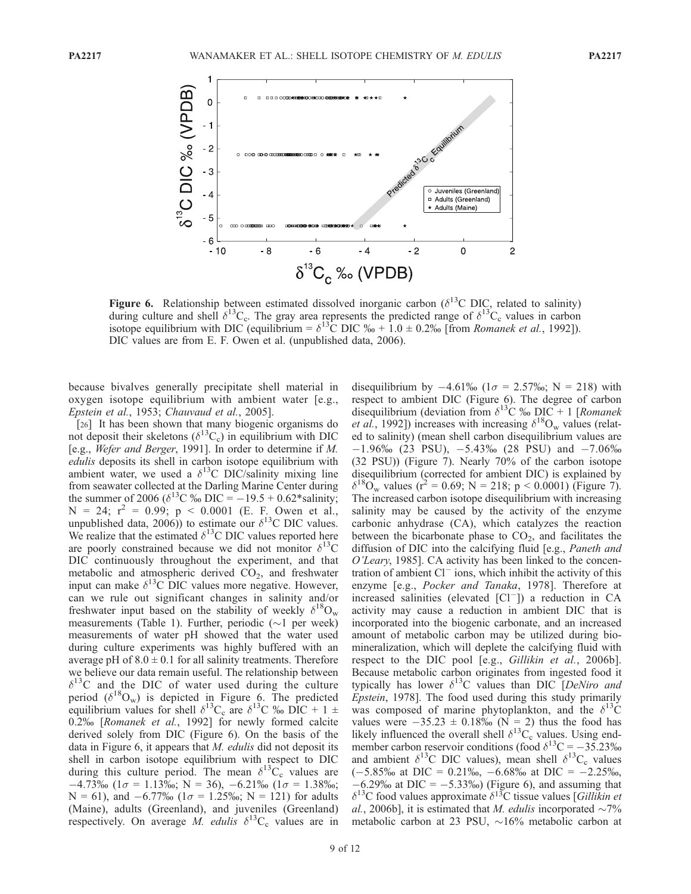**Figure 6.** Relationship between estimated dissolved inorganic carbon ($\delta^{13}$C DIC, related to salinity) during culture and shell $\delta^{13}C_c$. The gray area represents the predicted range of $\delta^{13}C_c$ values in carbon isotope equilibrium with DIC (equilibrium = $\delta^{13}$C DIC ‰ + 1.0 ± 0.2‰ [from *Romanek et al.*, 1992]). DIC values are from E. F. Owen et al. (unpublished data, 2006).

because bivalves generally precipitate shell material in oxygen isotope equilibrium with ambient water [e.g., *Epstein et al.*, 1953; *Chauvaud et al.*, 2005].

[26] It has been shown that many biogenic organisms do not deposit their skeletons ($\delta^{13}C_c$) in equilibrium with DIC [e.g., *Wefer and Berger*, 1991]. In order to determine if *M. edulis* deposits its shell in carbon isotope equilibrium with ambient water, we used a $\delta^{13}$C DIC/salinity mixing line from seawater collected at the Darling Marine Center during the summer of 2006 ($\delta^{13}$C ‰ DIC = −19.5 + 0.62*salinity; N = 24; $r^2$ = 0.99; $p < 0.0001$ (E. F. Owen et al., unpublished data, 2006)) to estimate our $\delta^{13}$C DIC values. We realize that the estimated $\delta^{13}$C DIC values reported here are poorly constrained because we did not monitor $\delta^{13}$C DIC continuously throughout the experiment, and that metabolic and atmospheric derived $CO_2$, and freshwater input can make $\delta^{13}$C DIC values more negative. However, can we rule out significant changes in salinity and/or freshwater input based on the stability of weekly $\delta^{18}O_w$ measurements (Table 1). Further, periodic (~1 per week) measurements of water pH showed that the water used during culture experiments was highly buffered with an average pH of 8.0 ± 0.1 for all salinity treatments. Therefore we believe our data remain useful. The relationship between $\delta^{13}$C and the DIC of water used during the culture period ($\delta^{18}O_w$) is depicted in Figure 6. The predicted equilibrium values for shell $\delta^{13}C_c$ are $\delta^{13}$C ‰ DIC + 1 ± 0.2‰ [*Romanek et al.*, 1992] for newly formed calcite derived solely from DIC (Figure 6). On the basis of the data in Figure 6, it appears that *M. edulis* did not deposit its shell in carbon isotope equilibrium with respect to DIC during this culture period. The mean $\delta^{13}C_c$ values are −4.73‰ (1σ = 1.13‰; N = 36), −6.21‰ (1σ = 1.38‰; N = 61), and −6.77‰ (1σ = 1.25‰; N = 121) for adults (Maine), adults (Greenland), and juveniles (Greenland) respectively. On average *M. edulis* $\delta^{13}C_c$ values are in disequilibrium by −4.61‰ (1σ = 2.57‰; N = 218) with respect to ambient DIC (Figure 6). The degree of carbon disequilibrium (deviation from $\delta^{13}$C ‰ DIC + 1 [*Romanek et al.*, 1992]) increases with increasing $\delta^{18}O_w$ values (related to salinity) (mean shell carbon disequilibrium values are −1.96‰ (23 PSU), −5.43‰ (28 PSU) and −7.06‰ (32 PSU)) (Figure 7). Nearly 70% of the carbon isotope disequilibrium (corrected for ambient DIC) is explained by $\delta^{18}O_w$ values ($r^2$ = 0.69; N = 218; $p < 0.0001$) (Figure 7). The increased carbon isotope disequilibrium with increasing salinity may be caused by the activity of the enzyme carbonic anhydrase (CA), which catalyzes the reaction between the bicarbonate phase to $CO_2$, and facilitates the diffusion of DIC into the calcifying fluid [e.g., *Paneth and O'Leary*, 1985]. CA activity has been linked to the concentration of ambient $Cl^-$ ions, which inhibit the activity of this enzyme [e.g., *Pocker and Tanaka*, 1978]. Therefore at increased salinities (elevated [$Cl^-$]) a reduction in CA activity may cause a reduction in ambient DIC that is incorporated into the biogenic carbonate, and an increased amount of metabolic carbon may be utilized during biomineralization, which will deplete the calcifying fluid with respect to the DIC pool [e.g., *Gillikin et al.*, 2006b]. Because metabolic carbon originates from ingested food it typically has lower $\delta^{13}$C values than DIC [*DeNiro and Epstein*, 1978]. The food used during this study primarily was composed of marine phytoplankton, and the $\delta^{13}$C values were −35.23 ± 0.18‰ (N = 2) thus the food has likely influenced the overall shell $\delta^{13}C_c$ values. Using end-member carbon reservoir conditions (food $\delta^{13}$C = −35.23‰ and ambient $\delta^{13}$C DIC values), mean shell $\delta^{13}C_c$ values (−5.85‰ at DIC = 0.21‰, −6.68‰ at DIC = −2.25‰, −6.29‰ at DIC = −5.33‰) (Figure 6), and assuming that $\delta^{13}$C food values approximate $\delta^{13}$C tissue values [*Gillikin et al.*, 2006b], it is estimated that *M. edulis* incorporated ~7% metabolic carbon at 23 PSU, ~16% metabolic carbon at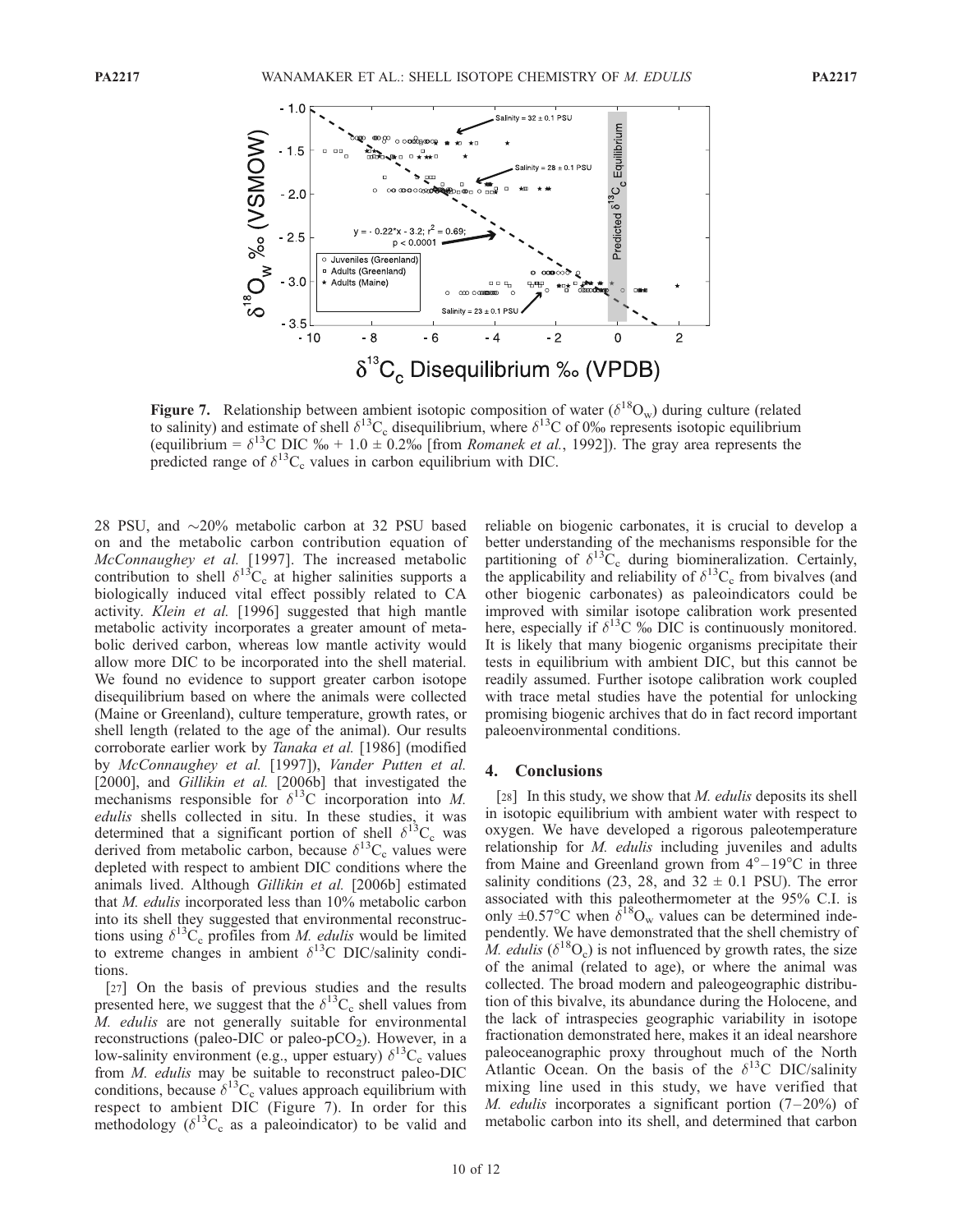**Figure 7.** Relationship between ambient isotopic composition of water ($\delta^{18}O_w$) during culture (related to salinity) and estimate of shell $\delta^{13}C_c$ disequilibrium, where $\delta^{13}C$ of 0‰ represents isotopic equilibrium (equilibrium = $\delta^{13}C$ DIC ‰ + 1.0 ± 0.2‰ [from *Romanek et al.*, 1992]). The gray area represents the predicted range of $\delta^{13}C_c$ values in carbon equilibrium with DIC.

28 PSU, and ~20% metabolic carbon at 32 PSU based on and the metabolic carbon contribution equation of *McConnaughey et al.* [1997]. The increased metabolic contribution to shell $\delta^{13}C_c$ at higher salinities supports a biologically induced vital effect possibly related to CA activity. *Klein et al.* [1996] suggested that high mantle metabolic activity incorporates a greater amount of metabolic derived carbon, whereas low mantle activity would allow more DIC to be incorporated into the shell material. We found no evidence to support greater carbon isotope disequilibrium based on where the animals were collected (Maine or Greenland), culture temperature, growth rates, or shell length (related to the age of the animal). Our results corroborate earlier work by *Tanaka et al.* [1986] (modified by *McConnaughey et al.* [1997]), *Vander Putten et al.* [2000], and *Gillikin et al.* [2006b] that investigated the mechanisms responsible for $\delta^{13}C$ incorporation into *M. edulis* shells collected in situ. In these studies, it was determined that a significant portion of shell $\delta^{13}C_c$ was derived from metabolic carbon, because $\delta^{13}C_c$ values were depleted with respect to ambient DIC conditions where the animals lived. Although *Gillikin et al.* [2006b] estimated that *M. edulis* incorporated less than 10% metabolic carbon into its shell they suggested that environmental reconstructions using $\delta^{13}C_c$ profiles from *M. edulis* would be limited to extreme changes in ambient $\delta^{13}C$ DIC/salinity conditions.

[27] On the basis of previous studies and the results presented here, we suggest that the $\delta^{13}C_c$ shell values from *M. edulis* are not generally suitable for environmental reconstructions (paleo-DIC or paleo-$pCO_2$). However, in a low-salinity environment (e.g., upper estuary) $\delta^{13}C_c$ values from *M. edulis* may be suitable to reconstruct paleo-DIC conditions, because $\delta^{13}C_c$ values approach equilibrium with respect to ambient DIC (Figure 7). In order for this methodology ($\delta^{13}C_c$ as a paleoindicator) to be valid and reliable on biogenic carbonates, it is crucial to develop a better understanding of the mechanisms responsible for the partitioning of $\delta^{13}C_c$ during biomineralization. Certainly, the applicability and reliability of $\delta^{13}C_c$ from bivalves (and other biogenic carbonates) as paleoindicators could be improved with similar isotope calibration work presented here, especially if $\delta^{13}C$ ‰ DIC is continuously monitored. It is likely that many biogenic organisms precipitate their tests in equilibrium with ambient DIC, but this cannot be readily assumed. Further isotope calibration work coupled with trace metal studies have the potential for unlocking promising biogenic archives that do in fact record important paleoenvironmental conditions.

## 4. Conclusions

[28] In this study, we show that *M. edulis* deposits its shell in isotopic equilibrium with ambient water with respect to oxygen. We have developed a rigorous paleotemperature relationship for *M. edulis* including juveniles and adults from Maine and Greenland grown from 4°–19°C in three salinity conditions (23, 28, and 32 ± 0.1 PSU). The error associated with this paleothermometer at the 95% C.I. is only ±0.57°C when $\delta^{18}O_w$ values can be determined independently. We have demonstrated that the shell chemistry of *M. edulis* ($\delta^{18}O_c$) is not influenced by growth rates, the size of the animal (related to age), or where the animal was collected. The broad modern and paleogeographic distribution of this bivalve, its abundance during the Holocene, and the lack of intraspecies geographic variability in isotope fractionation demonstrated here, makes it an ideal nearshore paleoceanographic proxy throughout much of the North Atlantic Ocean. On the basis of the $\delta^{13}C$ DIC/salinity mixing line used in this study, we have verified that *M. edulis* incorporates a significant portion (7–20%) of metabolic carbon into its shell, and determined that carbon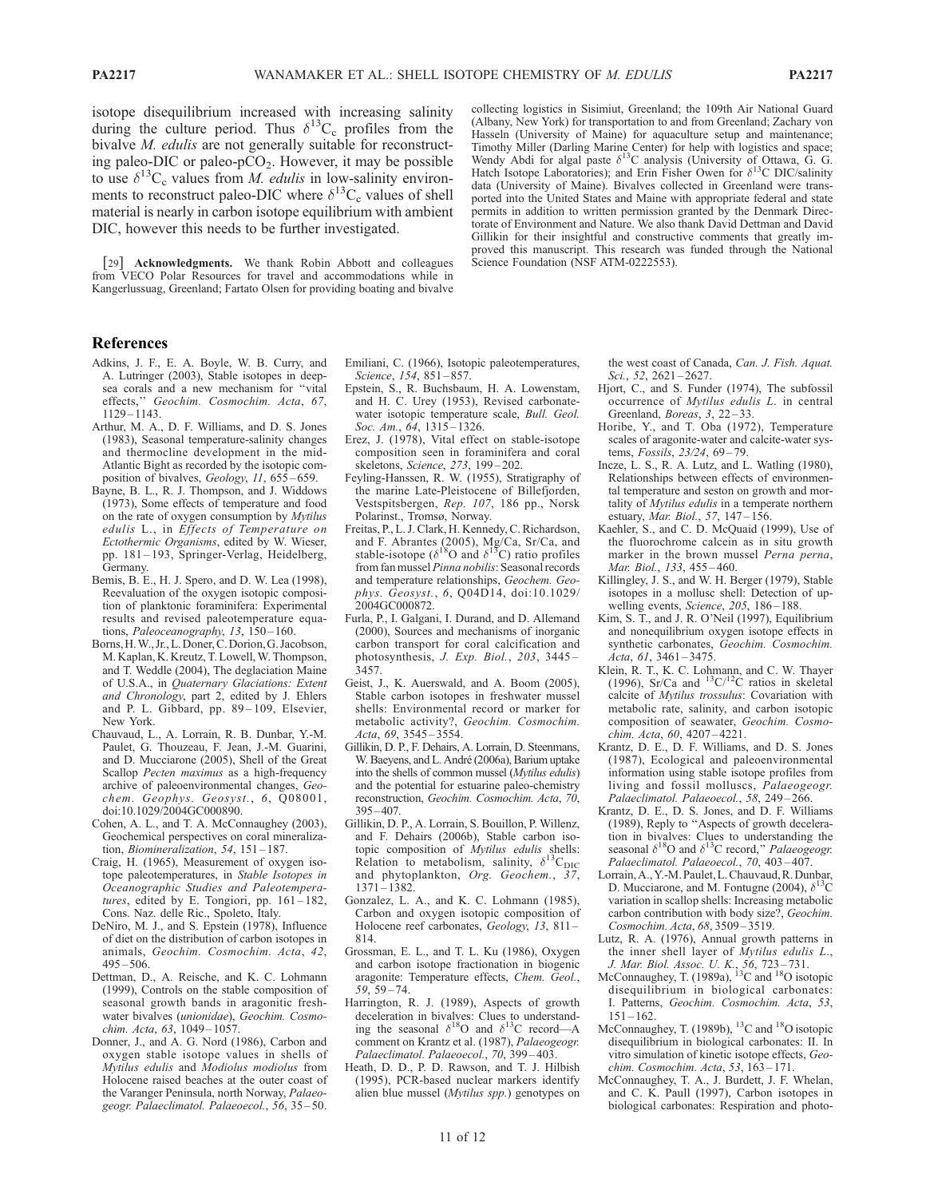isotope disequilibrium increased with increasing salinity during the culture period. Thus $\delta^{13}C_c$ profiles from the bivalve *M. edulis* are not generally suitable for reconstructing paleo-DIC or paleo-$pCO_2$. However, it may be possible to use $\delta^{13}C_c$ values from *M. edulis* in low-salinity environments to reconstruct paleo-DIC where $\delta^{13}C_c$ values of shell material is nearly in carbon isotope equilibrium with ambient DIC, however this needs to be further investigated.

[29] **Acknowledgments.** We thank Robin Abbott and colleagues from VECO Polar Resources for travel and accommodations while in Kangerlussuaq, Greenland; Fartato Olsen for providing boating and bivalve collecting logistics in Sisimiut, Greenland; the 109th Air National Guard (Albany, New York) for transportation to and from Greenland; Zachary von Hasseln (University of Maine) for aquaculture setup and maintenance; Timothy Miller (Darling Marine Center) for help with logistics and space; Wendy Abdi for algal paste $\delta^{13}C$ analysis (University of Ottawa, G. G. Hatch Isotope Laboratories); and Erin Fisher Owen for $\delta^{13}C$ DIC/salinity data (University of Maine). Bivalves collected in Greenland were transported into the United States and Maine with appropriate federal and state permits in addition to written permission granted by the Denmark Directorate of Environment and Nature. We also thank David Dettman and David Gillikin for their insightful and constructive comments that greatly improved this manuscript. This research was funded through the National Science Foundation (NSF ATM-0222553).

## References

Adkins, J. F., E. A. Boyle, W. B. Curry, and A. Lutringer (2003), Stable isotopes in deep-sea corals and a new mechanism for "vital effects," *Geochim. Cosmochim. Acta*, *67*, 1129–1143.

Arthur, M. A., D. F. Williams, and D. S. Jones (1983), Seasonal temperature-salinity changes and thermocline development in the mid-Atlantic Bight as recorded by the isotopic composition of bivalves, *Geology*, *11*, 655–659.

Bayne, B. L., R. J. Thompson, and J. Widdows (1973), Some effects of temperature and food on the rate of oxygen consumption by *Mytilus edulis* L., in *Effects of Temperature on Ectothermic Organisms*, edited by W. Wieser, pp. 181–193, Springer-Verlag, Heidelberg, Germany.

Bemis, B. E., H. J. Spero, and D. W. Lea (1998), Reevaluation of the oxygen isotopic composition of planktonic foraminifera: Experimental results and revised paleotemperature equations, *Paleoceanography*, *13*, 150–160.

Borns, H. W., Jr., L. Doner, C. Dorion, G. Jacobson, M. Kaplan, K. Kreutz, T. Lowell, W. Thompson, and T. Weddle (2004), The deglaciation Maine of U.S.A., in *Quaternary Glaciations: Extent and Chronology*, part 2, edited by J. Ehlers and P. L. Gibbard, pp. 89–109, Elsevier, New York.

Chauvaud, L., A. Lorrain, R. B. Dunbar, Y.-M. Paulet, G. Thouzeau, F. Jean, J.-M. Guarini, and D. Mucciarone (2005), Shell of the Great Scallop *Pecten maximus* as a high-frequency archive of paleoenvironmental changes, *Geochem. Geophys. Geosyst.*, *6*, Q08001, doi:10.1029/2004GC000890.

Cohen, A. L., and T. A. McConnaughey (2003), Geochemical perspectives on coral mineralization, *Biomineralization*, *54*, 151–187.

Craig, H. (1965), Measurement of oxygen isotope paleotemperatures, in *Stable Isotopes in Oceanographic Studies and Paleotemperatures*, edited by E. Tongiori, pp. 161–182, Cons. Naz. delle Ric., Spoleto, Italy.

DeNiro, M. J., and S. Epstein (1978), Influence of diet on the distribution of carbon isotopes in animals, *Geochim. Cosmochim. Acta*, *42*, 495–506.

Dettman, D., A. Reische, and K. C. Lohmann (1999), Controls on the stable composition of seasonal growth bands in aragonitic freshwater bivalves (*unionidae*), *Geochim. Cosmochim. Acta*, *63*, 1049–1057.

Donner, J., and A. G. Nord (1986), Carbon and oxygen stable isotope values in shells of *Mytilus edulis* and *Modiolus modiolus* from Holocene raised beaches at the outer coast of the Varanger Peninsula, north Norway, *Palaeogeogr. Palaeclimatol. Palaeoecol.*, *56*, 35–50.

Emiliani, C. (1966), Isotopic paleotemperatures, *Science*, *154*, 851–857.

Epstein, S., R. Buchsbaum, H. A. Lowenstam, and H. C. Urey (1953), Revised carbonate-water isotopic temperature scale, *Bull. Geol. Soc. Am.*, *64*, 1315–1326.

Erez, J. (1978), Vital effect on stable-isotope composition seen in foraminifera and coral skeletons, *Science*, *273*, 199–202.

Feyling-Hanssen, R. W. (1955), Stratigraphy of the marine Late-Pleistocene of Billefjorden, Vestspitsbergen, *Rep. 107*, 186 pp., Norsk Polarinst., Tromsø, Norway.

Freitas, P., L. J. Clark, H. Kennedy, C. Richardson, and F. Abrantes (2005), Mg/Ca, Sr/Ca, and stable-isotope ($\delta^{18}O$ and $\delta^{13}C$) ratio profiles from fan mussel *Pinna nobilis*: Seasonal records and temperature relationships, *Geochem. Geophys. Geosyst.*, *6*, Q04D14, doi:10.1029/2004GC000872.

Furla, P., I. Galgani, I. Durand, and D. Allemand (2000), Sources and mechanisms of inorganic carbon transport for coral calcification and photosynthesis, *J. Exp. Biol.*, *203*, 3445–3457.

Geist, J., K. Auerswald, and A. Boom (2005), Stable carbon isotopes in freshwater mussel shells: Environmental record or marker for metabolic activity?, *Geochim. Cosmochim. Acta*, *69*, 3545–3554.

Gillikin, D. P., F. Dehairs, A. Lorrain, D. Steenmans, W. Baeyens, and L. André (2006a), Barium uptake into the shells of common mussel (*Mytilus edulis*) and the potential for estuarine paleo-chemistry reconstruction, *Geochim. Cosmochim. Acta*, *70*, 395–407.

Gillikin, D. P., A. Lorrain, S. Bouillon, P. Willenz, and F. Dehairs (2006b), Stable carbon isotopic composition of *Mytilus edulis* shells: Relation to metabolism, salinity, $\delta^{13}C_{DIC}$ and phytoplankton, *Org. Geochem.*, *37*, 1371–1382.

Gonzalez, L. A., and K. C. Lohmann (1985), Carbon and oxygen isotopic composition of Holocene reef carbonates, *Geology*, *13*, 811–814.

Grossman, E. L., and T. L. Ku (1986), Oxygen and carbon isotope fractionation in biogenic aragonite: Temperature effects, *Chem. Geol.*, *59*, 59–74.

Harrington, R. J. (1989), Aspects of growth deceleration in bivalves: Clues to understanding the seasonal $\delta^{18}O$ and $\delta^{13}C$ record—A comment on Krantz et al. (1987), *Palaeogeogr. Palaeclimatol. Palaeoecol.*, *70*, 399–403.

Heath, D. D., P. D. Rawson, and T. J. Hilbish (1995), PCR-based nuclear markers identify alien blue mussel (*Mytilus spp.*) genotypes on the west coast of Canada, *Can. J. Fish. Aquat. Sci.*, *52*, 2621–2627.

Hjort, C., and S. Funder (1974), The subfossil occurrence of *Mytilus edulis L.* in central Greenland, *Boreas*, *3*, 22–33.

Horibe, Y., and T. Oba (1972), Temperature scales of aragonite-water and calcite-water systems, *Fossils*, *23/24*, 69–79.

Incze, L. S., R. A. Lutz, and L. Watling (1980), Relationships between effects of environmental temperature and seston on growth and mortality of *Mytilus edulis* in a temperate northern estuary, *Mar. Biol.*, *57*, 147–156.

Kaehler, S., and C. D. McQuaid (1999), Use of the fluorochrome calcein as in situ growth marker in the brown mussel *Perna perna*, *Mar. Biol.*, *133*, 455–460.

Killingley, J. S., and W. H. Berger (1979), Stable isotopes in a mollusc shell: Detection of upwelling events, *Science*, *205*, 186–188.

Kim, S. T., and J. R. O'Neil (1997), Equilibrium and nonequilibrium oxygen isotope effects in synthetic carbonates, *Geochim. Cosmochim. Acta*, *61*, 3461–3475.

Klein, R. T., K. C. Lohmann, and C. W. Thayer (1996), Sr/Ca and $^{13}C/^{12}C$ ratios in skeletal calcite of *Mytilus trossulus*: Covariation with metabolic rate, salinity, and carbon isotopic composition of seawater, *Geochim. Cosmochim. Acta*, *60*, 4207–4221.

Krantz, D. E., D. F. Williams, and D. S. Jones (1987), Ecological and paleoenvironmental information using stable isotope profiles from living and fossil molluscs, *Palaeogeogr. Palaeclimatol. Palaeoecol.*, *58*, 249–266.

Krantz, D. E., D. S. Jones, and D. F. Williams (1989), Reply to "Aspects of growth deceleration in bivalves: Clues to understanding the seasonal $\delta^{18}O$ and $\delta^{13}C$ record," *Palaeogeogr. Palaeclimatol. Palaeoecol.*, *70*, 403–407.

Lorrain, A., Y.-M. Paulet, L. Chauvaud, R. Dunbar, D. Mucciarone, and M. Fontugne (2004), $\delta^{13}C$ variation in scallop shells: Increasing metabolic carbon contribution with body size?, *Geochim. Cosmochim. Acta*, *68*, 3509–3519.

Lutz, R. A. (1976), Annual growth patterns in the inner shell layer of *Mytilus edulis L.*, *J. Mar. Biol. Assoc. U. K.*, *56*, 723–731.

McConnaughey, T. (1989a), $^{13}C$ and $^{18}O$ isotopic disequilibrium in biological carbonates: I. Patterns, *Geochim. Cosmochim. Acta*, *53*, 151–162.

McConnaughey, T. (1989b), $^{13}C$ and $^{18}O$ isotopic disequilibrium in biological carbonates: II. In vitro simulation of kinetic isotope effects, *Geochim. Cosmochim. Acta*, *53*, 163–171.

McConnaughey, T. A., J. Burdett, J. F. Whelan, and C. K. Paull (1997), Carbon isotopes in biological carbonates: Respiration and photo-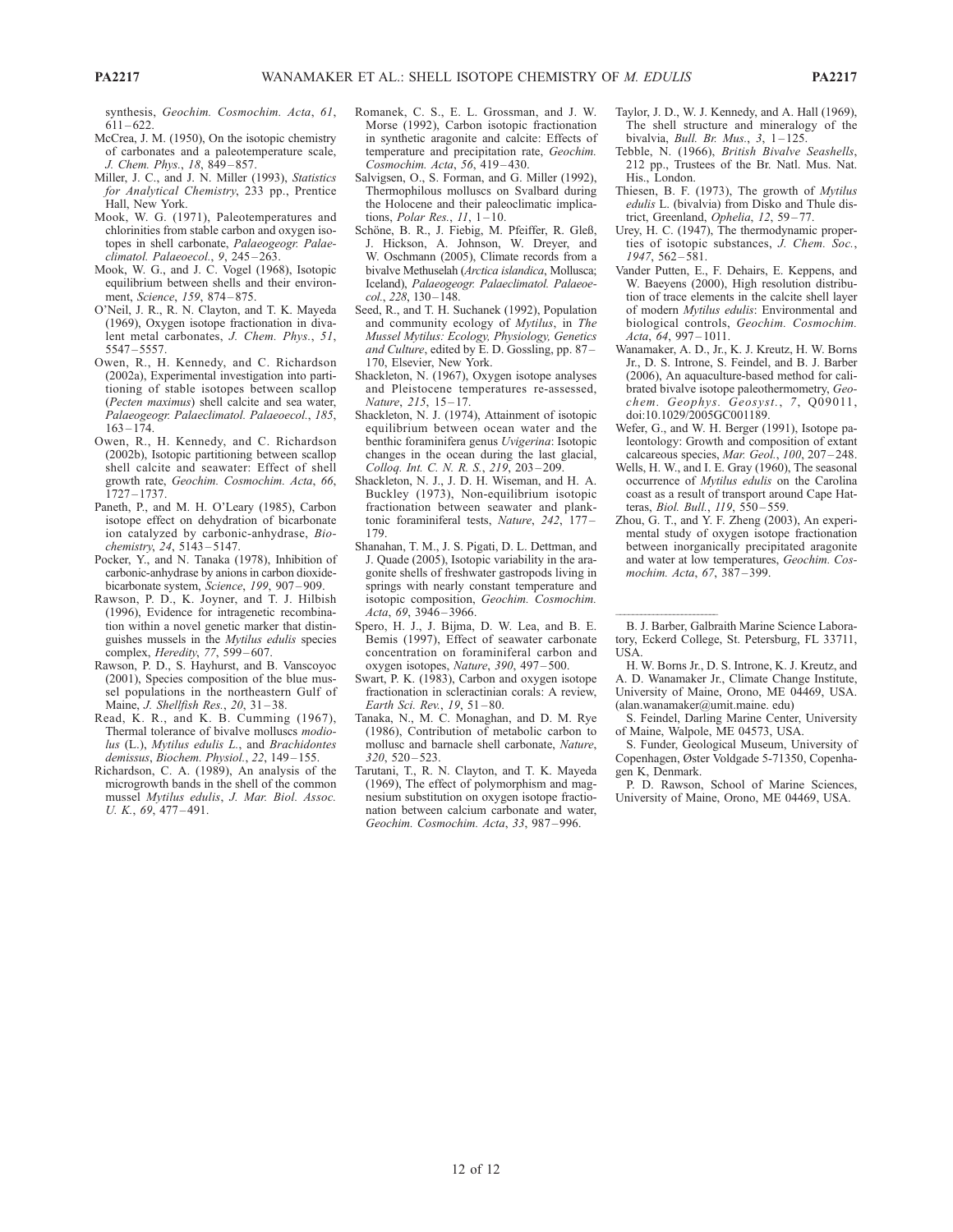synthesis, *Geochim. Cosmochim. Acta*, *61*, 611–622.

McCrea, J. M. (1950), On the isotopic chemistry of carbonates and a paleotemperature scale, *J. Chem. Phys.*, *18*, 849–857.

Miller, J. C., and J. N. Miller (1993), *Statistics for Analytical Chemistry*, 233 pp., Prentice Hall, New York.

Mook, W. G. (1971), Paleotemperatures and chlorinities from stable carbon and oxygen isotopes in shell carbonate, *Palaeogeogr. Palaeoclimatol. Palaeoecol.*, *9*, 245–263.

Mook, W. G., and J. C. Vogel (1968), Isotopic equilibrium between shells and their environment, *Science*, *159*, 874–875.

O'Neil, J. R., R. N. Clayton, and T. K. Mayeda (1969), Oxygen isotope fractionation in divalent metal carbonates, *J. Chem. Phys.*, *51*, 5547–5557.

Owen, R., H. Kennedy, and C. Richardson (2002a), Experimental investigation into partitioning of stable isotopes between scallop (*Pecten maximus*) shell calcite and sea water, *Palaeogeogr. Palaeoclimatol. Palaeoecol.*, *185*, 163–174.

Owen, R., H. Kennedy, and C. Richardson (2002b), Isotopic partitioning between scallop shell calcite and seawater: Effect of shell growth rate, *Geochim. Cosmochim. Acta*, *66*, 1727–1737.

Paneth, P., and M. H. O'Leary (1985), Carbon isotope effect on dehydration of bicarbonate ion catalyzed by carbonic-anhydrase, *Biochemistry*, *24*, 5143–5147.

Pocker, Y., and N. Tanaka (1978), Inhibition of carbonic-anhydrase by anions in carbon dioxide-bicarbonate system, *Science*, *199*, 907–909.

Rawson, P. D., K. Joyner, and T. J. Hilbish (1996), Evidence for intragenetic recombination within a novel genetic marker that distinguishes mussels in the *Mytilus edulis* species complex, *Heredity*, *77*, 599–607.

Rawson, P. D., S. Hayhurst, and B. Vanscoyoc (2001), Species composition of the blue mussel populations in the northeastern Gulf of Maine, *J. Shellfish Res.*, *20*, 31–38.

Read, K. R., and K. B. Cumming (1967), Thermal tolerance of bivalve molluscs *modiolus* (L.), *Mytilus edulis L.*, and *Brachidontes demissus*, *Biochem. Physiol.*, *22*, 149–155.

Richardson, C. A. (1989), An analysis of the microgrowth bands in the shell of the common mussel *Mytilus edulis*, *J. Mar. Biol. Assoc. U. K.*, *69*, 477–491.

Romanek, C. S., E. L. Grossman, and J. W. Morse (1992), Carbon isotopic fractionation in synthetic aragonite and calcite: Effects of temperature and precipitation rate, *Geochim. Cosmochim. Acta*, *56*, 419–430.

Salvigsen, O., S. Forman, and G. Miller (1992), Thermophilous molluscs on Svalbard during the Holocene and their paleoclimatic implications, *Polar Res.*, *11*, 1–10.

Schöne, B. R., J. Fiebig, M. Pfeiffer, R. Gleß, J. Hickson, A. Johnson, W. Dreyer, and W. Oschmann (2005), Climate records from a bivalve Methuselah (*Arctica islandica*, Mollusca; Iceland), *Palaeogeogr. Palaeoclimatol. Palaeoecol.*, *228*, 130–148.

Seed, R., and T. H. Suchanek (1992), Population and community ecology of *Mytilus*, in *The Mussel Mytilus: Ecology, Physiology, Genetics and Culture*, edited by E. D. Gossling, pp. 87–170, Elsevier, New York.

Shackleton, N. (1967), Oxygen isotope analyses and Pleistocene temperatures re-assessed, *Nature*, *215*, 15–17.

Shackleton, N. J. (1974), Attainment of isotopic equilibrium between ocean water and the benthic foraminifera genus *Uvigerina*: Isotopic changes in the ocean during the last glacial, *Colloq. Int. C. N. R. S.*, *219*, 203–209.

Shackleton, N. J., J. D. H. Wiseman, and H. A. Buckley (1973), Non-equilibrium isotopic fractionation between seawater and planktonic foraminiferal tests, *Nature*, *242*, 177–179.

Shanahan, T. M., J. S. Pigati, D. L. Dettman, and J. Quade (2005), Isotopic variability in the aragonite shells of freshwater gastropods living in springs with nearly constant temperature and isotopic composition, *Geochim. Cosmochim. Acta*, *69*, 3946–3966.

Spero, H. J., J. Bijma, D. W. Lea, and B. E. Bemis (1997), Effect of seawater carbonate concentration on foraminiferal carbon and oxygen isotopes, *Nature*, *390*, 497–500.

Swart, P. K. (1983), Carbon and oxygen isotope fractionation in scleractinian corals: A review, *Earth Sci. Rev.*, *19*, 51–80.

Tanaka, N., M. C. Monaghan, and D. M. Rye (1986), Contribution of metabolic carbon to mollusc and barnacle shell carbonate, *Nature*, *320*, 520–523.

Tarutani, T., R. N. Clayton, and T. K. Mayeda (1969), The effect of polymorphism and magnesium substitution on oxygen isotope fractionation between calcium carbonate and water, *Geochim. Cosmochim. Acta*, *33*, 987–996.

Taylor, J. D., W. J. Kennedy, and A. Hall (1969), The shell structure and mineralogy of the bivalvia, *Bull. Br. Mus.*, *3*, 1–125.

Tebble, N. (1966), *British Bivalve Seashells*, 212 pp., Trustees of the Br. Natl. Mus. Nat. His., London.

Thiesen, B. F. (1973), The growth of *Mytilus edulis* L. (bivalvia) from Disko and Thule district, Greenland, *Ophelia*, *12*, 59–77.

Urey, H. C. (1947), The thermodynamic properties of isotopic substances, *J. Chem. Soc.*, *1947*, 562–581.

Vander Putten, E., F. Dehairs, E. Keppens, and W. Baeyens (2000), High resolution distribution of trace elements in the calcite shell layer of modern *Mytilus edulis*: Environmental and biological controls, *Geochim. Cosmochim. Acta*, *64*, 997–1011.

Wanamaker, A. D., Jr., K. J. Kreutz, H. W. Borns Jr., D. S. Introne, S. Feindel, and B. J. Barber (2006), An aquaculture-based method for calibrated bivalve isotope paleothermometry, *Geochem. Geophys. Geosyst.*, *7*, Q09011, doi:10.1029/2005GC001189.

Wefer, G., and W. H. Berger (1991), Isotope paleontology: Growth and composition of extant calcareous species, *Mar. Geol.*, *100*, 207–248.

Wells, H. W., and I. E. Gray (1960), The seasonal occurrence of *Mytilus edulis* on the Carolina coast as a result of transport around Cape Hatteras, *Biol. Bull.*, *119*, 550–559.

Zhou, G. T., and Y. F. Zheng (2003), An experimental study of oxygen isotope fractionation between inorganically precipitated aragonite and water at low temperatures, *Geochim. Cosmochim. Acta*, *67*, 387–399.

---

B. J. Barber, Galbraith Marine Science Laboratory, Eckerd College, St. Petersburg, FL 33711, USA.

H. W. Borns Jr., D. S. Introne, K. J. Kreutz, and A. D. Wanamaker Jr., Climate Change Institute, University of Maine, Orono, ME 04469, USA. (alan.wanamaker@umit.maine. edu)

S. Feindel, Darling Marine Center, University of Maine, Walpole, ME 04573, USA.

S. Funder, Geological Museum, University of Copenhagen, Øster Voldgade 5-71350, Copenhagen K, Denmark.

P. D. Rawson, School of Marine Sciences, University of Maine, Orono, ME 04469, USA.